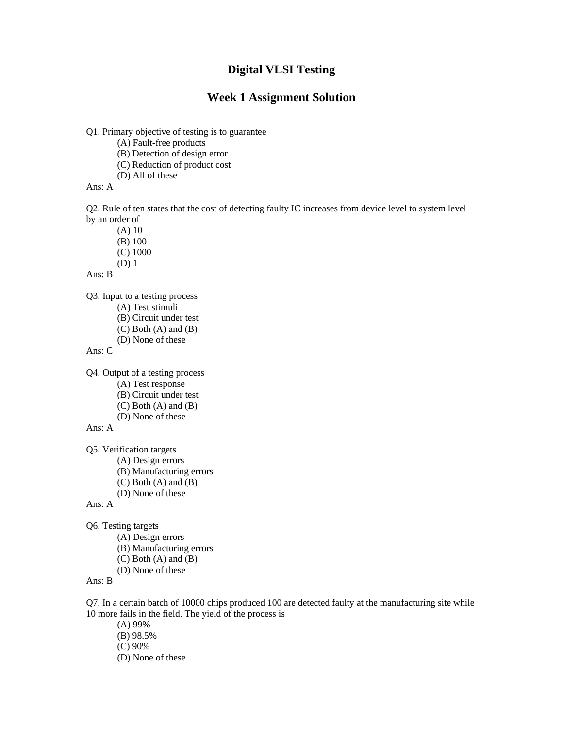# Digital VLSI Testing

## Week 1 Assignment Solution

Q1. Primary objective of testing is to guarantee

(A) Fault-free products
(B) Detection of design error
(C) Reduction of product cost
(D) All of these

Ans: A

Q2. Rule of ten states that the cost of detecting faulty IC increases from device level to system level by an order of

(A) 10
(B) 100
(C) 1000
(D) 1

Ans: B

Q3. Input to a testing process

(A) Test stimuli
(B) Circuit under test
(C) Both (A) and (B)
(D) None of these

Ans: C

Q4. Output of a testing process

(A) Test response
(B) Circuit under test
(C) Both (A) and (B)
(D) None of these

Ans: A

Q5. Verification targets

(A) Design errors
(B) Manufacturing errors
(C) Both (A) and (B)
(D) None of these

Ans: A

Q6. Testing targets

(A) Design errors
(B) Manufacturing errors
(C) Both (A) and (B)
(D) None of these

Ans: B

Q7. In a certain batch of 10000 chips produced 100 are detected faulty at the manufacturing site while 10 more fails in the field. The yield of the process is

(A) 99%
(B) 98.5%
(C) 90%
(D) None of these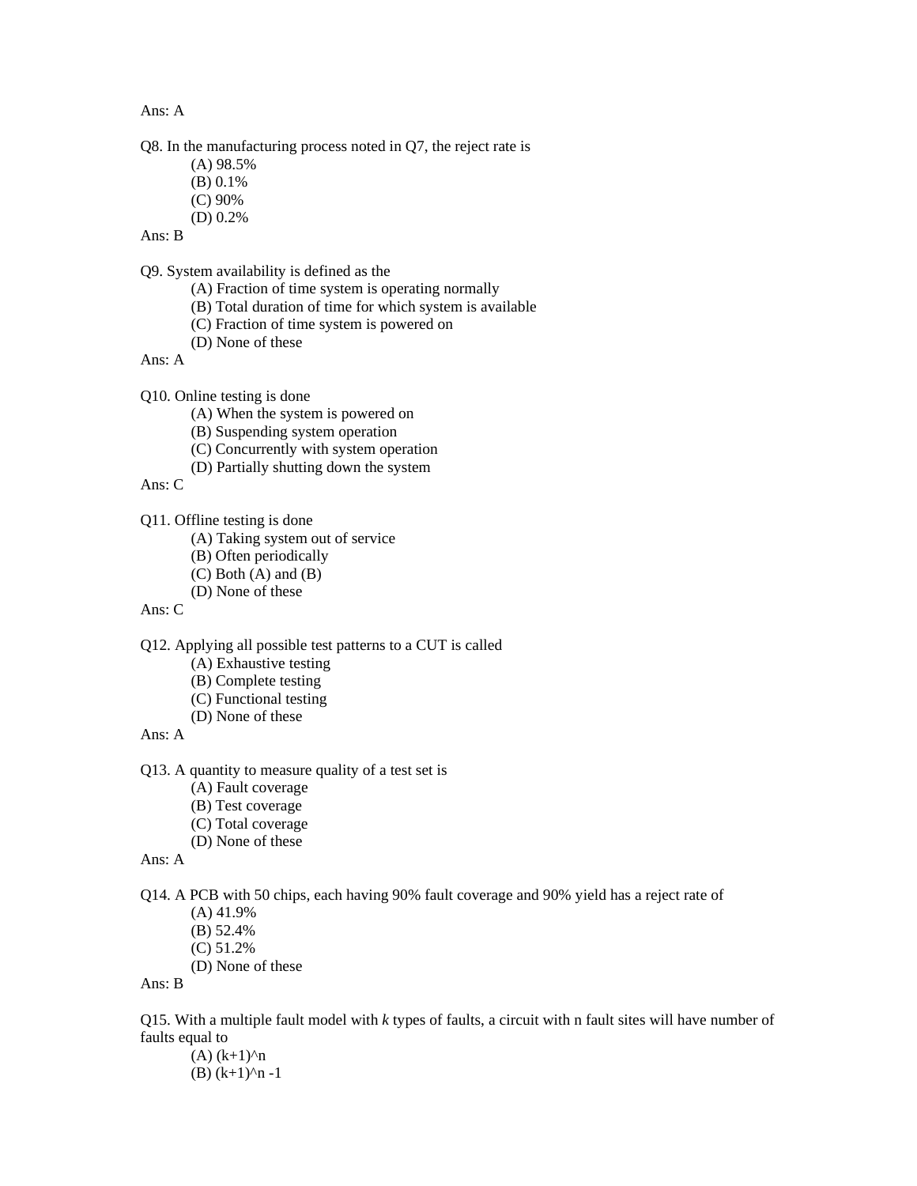Ans: A

Q8. In the manufacturing process noted in Q7, the reject rate is

(A) 98.5%
(B) 0.1%
(C) 90%
(D) 0.2%

Ans: B

Q9. System availability is defined as the

(A) Fraction of time system is operating normally
(B) Total duration of time for which system is available
(C) Fraction of time system is powered on
(D) None of these

Ans: A

Q10. Online testing is done

(A) When the system is powered on
(B) Suspending system operation
(C) Concurrently with system operation
(D) Partially shutting down the system

Ans: C

Q11. Offline testing is done

(A) Taking system out of service
(B) Often periodically
(C) Both (A) and (B)
(D) None of these

Ans: C

Q12. Applying all possible test patterns to a CUT is called

(A) Exhaustive testing
(B) Complete testing
(C) Functional testing
(D) None of these

Ans: A

Q13. A quantity to measure quality of a test set is

(A) Fault coverage
(B) Test coverage
(C) Total coverage
(D) None of these

Ans: A

Q14. A PCB with 50 chips, each having 90% fault coverage and 90% yield has a reject rate of

(A) 41.9%
(B) 52.4%
(C) 51.2%
(D) None of these

Ans: B

Q15. With a multiple fault model with *k* types of faults, a circuit with n fault sites will have number of faults equal to

(A) $(k+1)^n$
(B) $(k+1)^n - 1$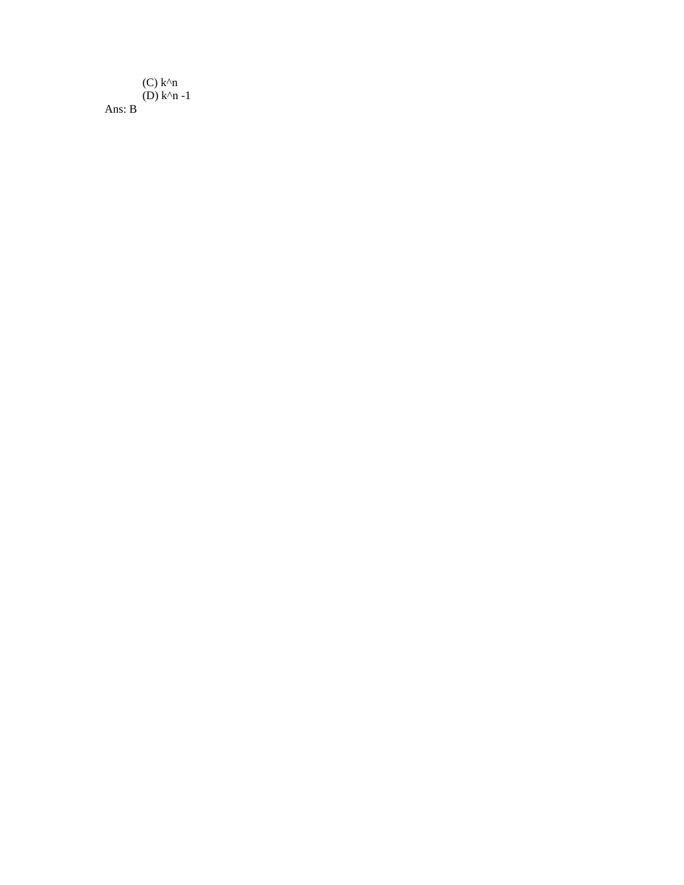(C) $k^n$

(D) $k^n - 1$

Ans: B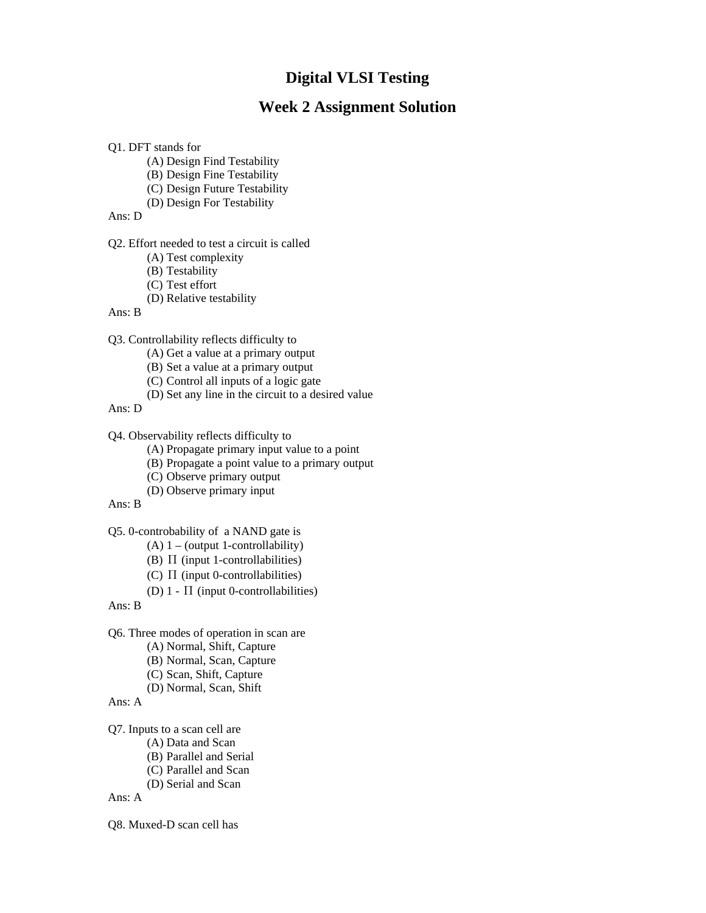# Digital VLSI Testing

## Week 2 Assignment Solution

Q1. DFT stands for

- (A) Design Find Testability
- (B) Design Fine Testability
- (C) Design Future Testability
- (D) Design For Testability

Ans: D

Q2. Effort needed to test a circuit is called

- (A) Test complexity
- (B) Testability
- (C) Test effort
- (D) Relative testability

Ans: B

Q3. Controllability reflects difficulty to

- (A) Get a value at a primary output
- (B) Set a value at a primary output
- (C) Control all inputs of a logic gate
- (D) Set any line in the circuit to a desired value

Ans: D

Q4. Observability reflects difficulty to

- (A) Propagate primary input value to a point
- (B) Propagate a point value to a primary output
- (C) Observe primary output
- (D) Observe primary input

Ans: B

Q5. 0-controbability of a NAND gate is

- (A) 1 – (output 1-controllability)
- (B) $\Pi$ (input 1-controllabilities)
- (C) $\Pi$ (input 0-controllabilities)
- (D) 1 - $\Pi$ (input 0-controllabilities)

Ans: B

Q6. Three modes of operation in scan are

- (A) Normal, Shift, Capture
- (B) Normal, Scan, Capture
- (C) Scan, Shift, Capture
- (D) Normal, Scan, Shift

Ans: A

Q7. Inputs to a scan cell are

- (A) Data and Scan
- (B) Parallel and Serial
- (C) Parallel and Scan
- (D) Serial and Scan

Ans: A

Q8. Muxed-D scan cell has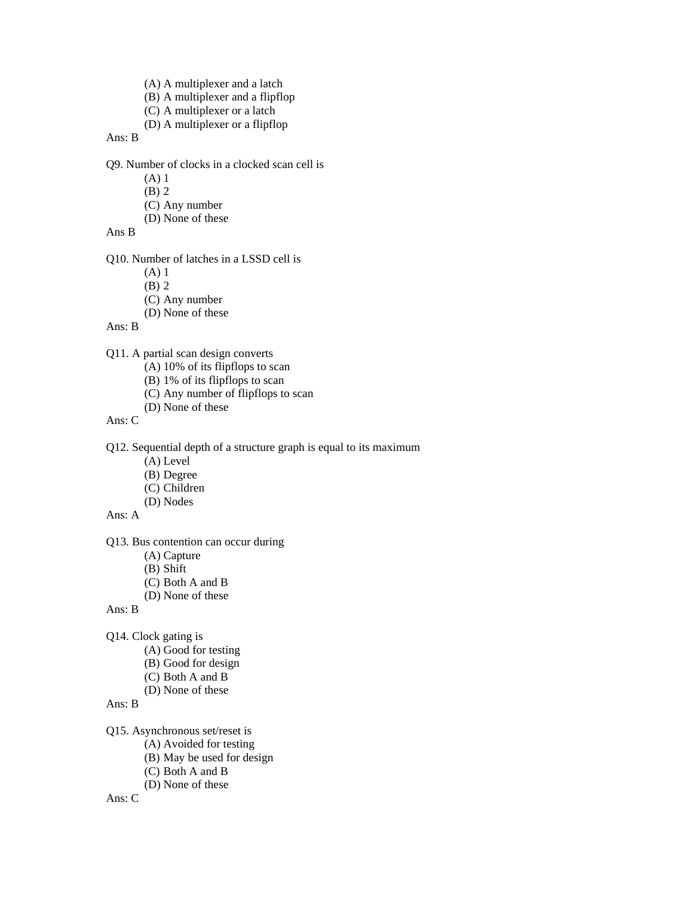(A) A multiplexer and a latch
(B) A multiplexer and a flipflop
(C) A multiplexer or a latch
(D) A multiplexer or a flipflop

Ans: B

Q9. Number of clocks in a clocked scan cell is
(A) 1
(B) 2
(C) Any number
(D) None of these

Ans B

Q10. Number of latches in a LSSD cell is
(A) 1
(B) 2
(C) Any number
(D) None of these

Ans: B

Q11. A partial scan design converts
(A) 10% of its flipflops to scan
(B) 1% of its flipflops to scan
(C) Any number of flipflops to scan
(D) None of these

Ans: C

Q12. Sequential depth of a structure graph is equal to its maximum
(A) Level
(B) Degree
(C) Children
(D) Nodes

Ans: A

Q13. Bus contention can occur during
(A) Capture
(B) Shift
(C) Both A and B
(D) None of these

Ans: B

Q14. Clock gating is
(A) Good for testing
(B) Good for design
(C) Both A and B
(D) None of these

Ans: B

Q15. Asynchronous set/reset is
(A) Avoided for testing
(B) May be used for design
(C) Both A and B
(D) None of these

Ans: C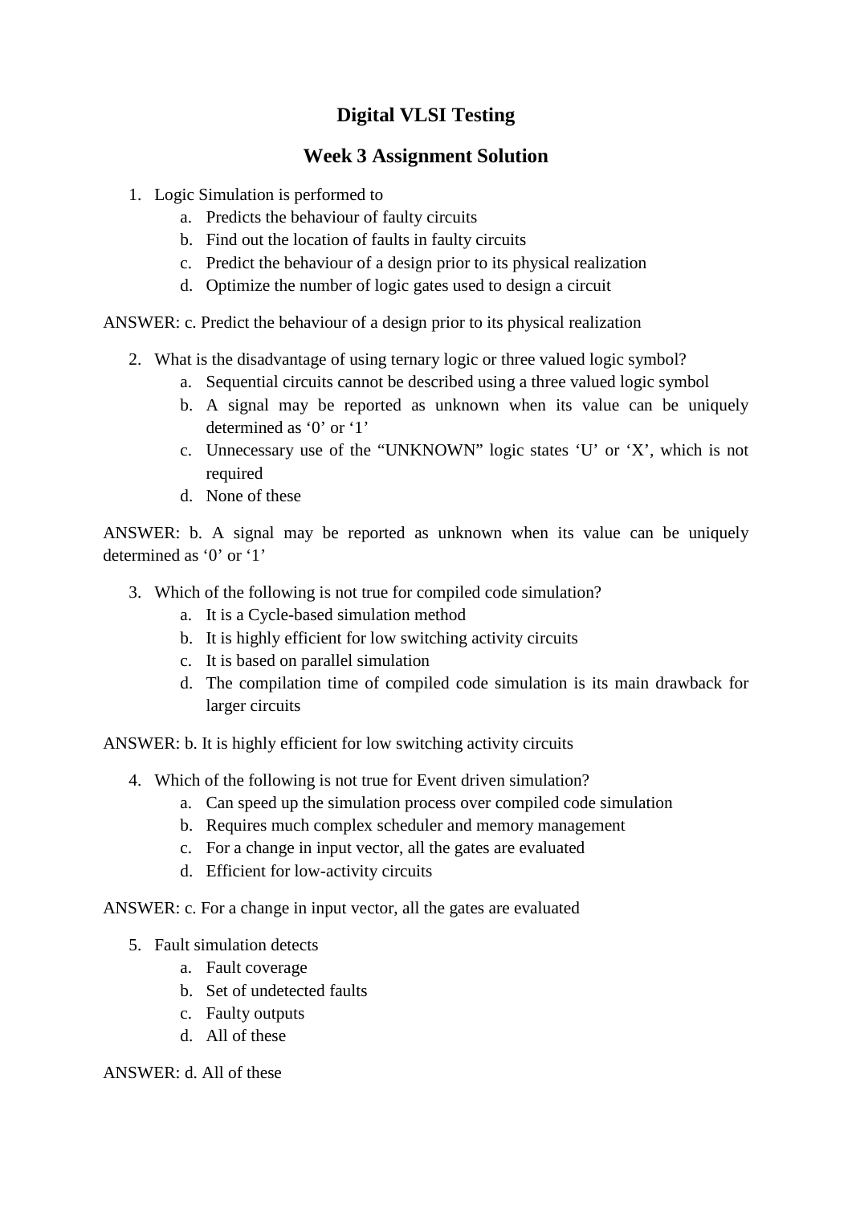# Digital VLSI Testing

## Week 3 Assignment Solution

1. Logic Simulation is performed to
   a. Predicts the behaviour of faulty circuits
   b. Find out the location of faults in faulty circuits
   c. Predict the behaviour of a design prior to its physical realization
   d. Optimize the number of logic gates used to design a circuit

ANSWER: c. Predict the behaviour of a design prior to its physical realization

2. What is the disadvantage of using ternary logic or three valued logic symbol?
   a. Sequential circuits cannot be described using a three valued logic symbol
   b. A signal may be reported as unknown when its value can be uniquely determined as '0' or '1'
   c. Unnecessary use of the "UNKNOWN" logic states 'U' or 'X', which is not required
   d. None of these

ANSWER: b. A signal may be reported as unknown when its value can be uniquely determined as '0' or '1'

3. Which of the following is not true for compiled code simulation?
   a. It is a Cycle-based simulation method
   b. It is highly efficient for low switching activity circuits
   c. It is based on parallel simulation
   d. The compilation time of compiled code simulation is its main drawback for larger circuits

ANSWER: b. It is highly efficient for low switching activity circuits

4. Which of the following is not true for Event driven simulation?
   a. Can speed up the simulation process over compiled code simulation
   b. Requires much complex scheduler and memory management
   c. For a change in input vector, all the gates are evaluated
   d. Efficient for low-activity circuits

ANSWER: c. For a change in input vector, all the gates are evaluated

5. Fault simulation detects
   a. Fault coverage
   b. Set of undetected faults
   c. Faulty outputs
   d. All of these

ANSWER: d. All of these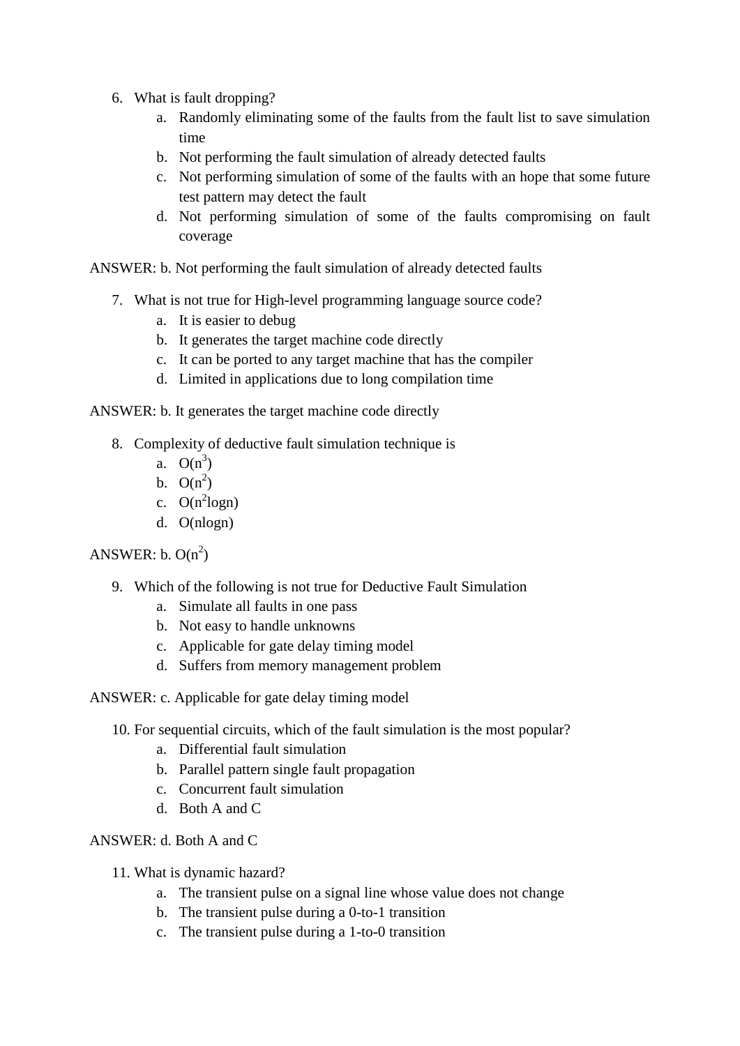6. What is fault dropping?
    a. Randomly eliminating some of the faults from the fault list to save simulation time
    b. Not performing the fault simulation of already detected faults
    c. Not performing simulation of some of the faults with an hope that some future test pattern may detect the fault
    d. Not performing simulation of some of the faults compromising on fault coverage

ANSWER: b. Not performing the fault simulation of already detected faults

7. What is not true for High-level programming language source code?
    a. It is easier to debug
    b. It generates the target machine code directly
    c. It can be ported to any target machine that has the compiler
    d. Limited in applications due to long compilation time

ANSWER: b. It generates the target machine code directly

8. Complexity of deductive fault simulation technique is
    a. $O(n^3)$
    b. $O(n^2)$
    c. $O(n^2 \log n)$
    d. $O(n \log n)$

ANSWER: b. $O(n^2)$

9. Which of the following is not true for Deductive Fault Simulation
    a. Simulate all faults in one pass
    b. Not easy to handle unknowns
    c. Applicable for gate delay timing model
    d. Suffers from memory management problem

ANSWER: c. Applicable for gate delay timing model

10. For sequential circuits, which of the fault simulation is the most popular?
    a. Differential fault simulation
    b. Parallel pattern single fault propagation
    c. Concurrent fault simulation
    d. Both A and C

ANSWER: d. Both A and C

11. What is dynamic hazard?
    a. The transient pulse on a signal line whose value does not change
    b. The transient pulse during a 0-to-1 transition
    c. The transient pulse during a 1-to-0 transition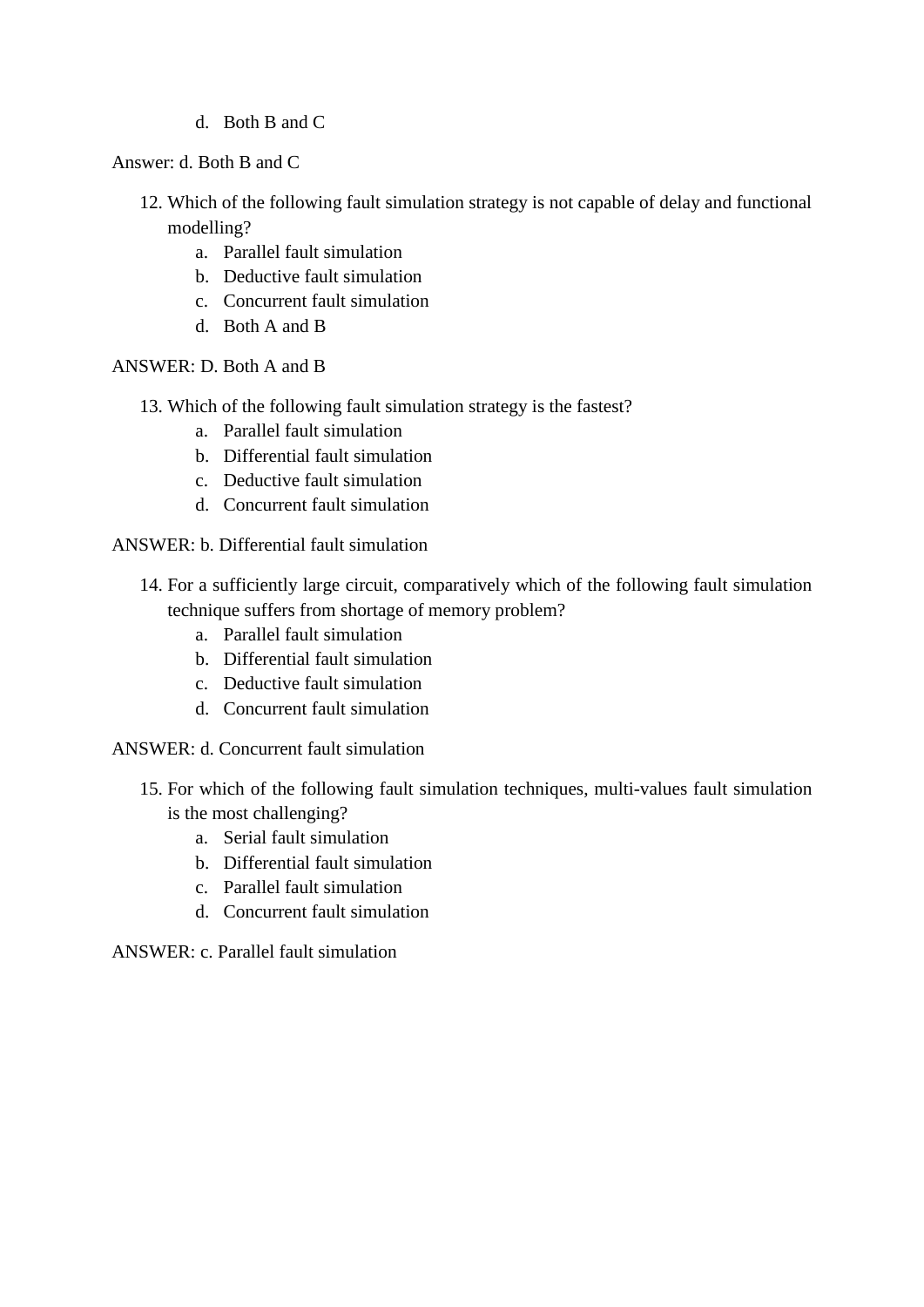d. Both B and C

Answer: d. Both B and C

12. Which of the following fault simulation strategy is not capable of delay and functional modelling?
    a. Parallel fault simulation
    b. Deductive fault simulation
    c. Concurrent fault simulation
    d. Both A and B

ANSWER: D. Both A and B

13. Which of the following fault simulation strategy is the fastest?
    a. Parallel fault simulation
    b. Differential fault simulation
    c. Deductive fault simulation
    d. Concurrent fault simulation

ANSWER: b. Differential fault simulation

14. For a sufficiently large circuit, comparatively which of the following fault simulation technique suffers from shortage of memory problem?
    a. Parallel fault simulation
    b. Differential fault simulation
    c. Deductive fault simulation
    d. Concurrent fault simulation

ANSWER: d. Concurrent fault simulation

15. For which of the following fault simulation techniques, multi-values fault simulation is the most challenging?
    a. Serial fault simulation
    b. Differential fault simulation
    c. Parallel fault simulation
    d. Concurrent fault simulation

ANSWER: c. Parallel fault simulation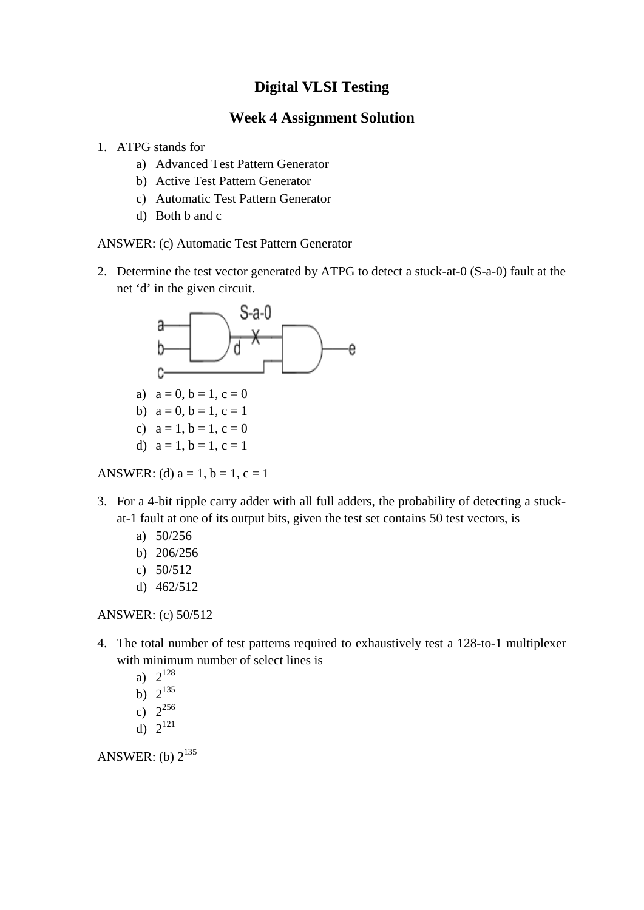# Digital VLSI Testing

## Week 4 Assignment Solution

1. ATPG stands for
   a) Advanced Test Pattern Generator
   b) Active Test Pattern Generator
   c) Automatic Test Pattern Generator
   d) Both b and c

ANSWER: (c) Automatic Test Pattern Generator

2. Determine the test vector generated by ATPG to detect a stuck-at-0 (S-a-0) fault at the net 'd' in the given circuit.

   a) a = 0, b = 1, c = 0
   b) a = 0, b = 1, c = 1
   c) a = 1, b = 1, c = 0
   d) a = 1, b = 1, c = 1

ANSWER: (d) a = 1, b = 1, c = 1

3. For a 4-bit ripple carry adder with all full adders, the probability of detecting a stuck-at-1 fault at one of its output bits, given the test set contains 50 test vectors, is
   a) 50/256
   b) 206/256
   c) 50/512
   d) 462/512

ANSWER: (c) 50/512

4. The total number of test patterns required to exhaustively test a 128-to-1 multiplexer with minimum number of select lines is
   a) $2^{128}$
   b) $2^{135}$
   c) $2^{256}$
   d) $2^{121}$

ANSWER: (b) $2^{135}$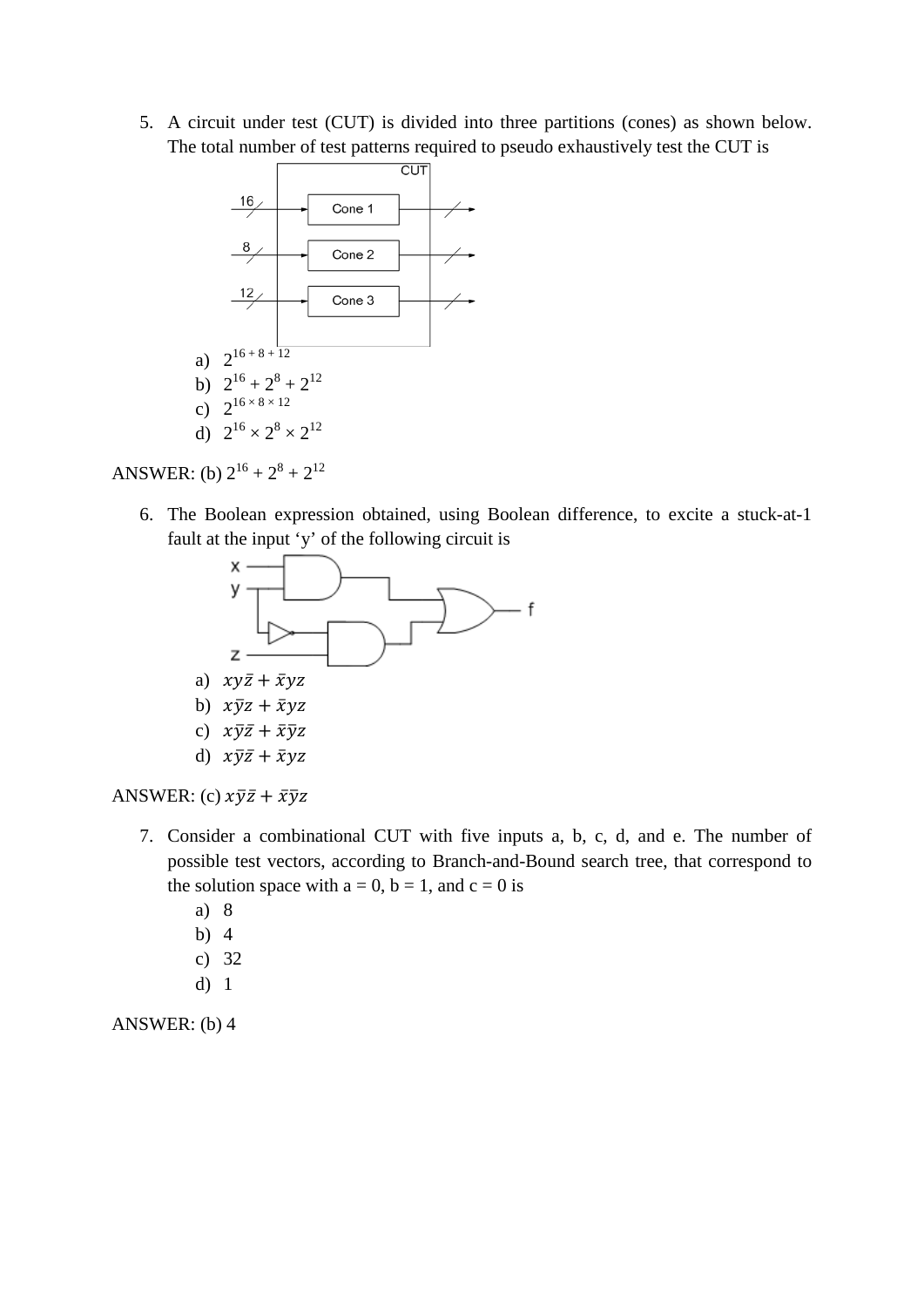5. A circuit under test (CUT) is divided into three partitions (cones) as shown below. The total number of test patterns required to pseudo exhaustively test the CUT is

   a) $2^{16+8+12}$
   b) $2^{16} + 2^{8} + 2^{12}$
   c) $2^{16 \times 8 \times 12}$
   d) $2^{16} \times 2^{8} \times 2^{12}$

ANSWER: (b) $2^{16} + 2^{8} + 2^{12}$

6. The Boolean expression obtained, using Boolean difference, to excite a stuck-at-1 fault at the input 'y' of the following circuit is

   a) $xy\bar{z} + \bar{x}yz$
   b) $x\bar{y}z + \bar{x}yz$
   c) $x\bar{y}\bar{z} + \bar{x}\bar{y}z$
   d) $x\bar{y}\bar{z} + \bar{x}yz$

ANSWER: (c) $x\bar{y}\bar{z} + \bar{x}\bar{y}z$

7. Consider a combinational CUT with five inputs a, b, c, d, and e. The number of possible test vectors, according to Branch-and-Bound search tree, that correspond to the solution space with a = 0, b = 1, and c = 0 is

   a) 8
   b) 4
   c) 32
   d) 1

ANSWER: (b) 4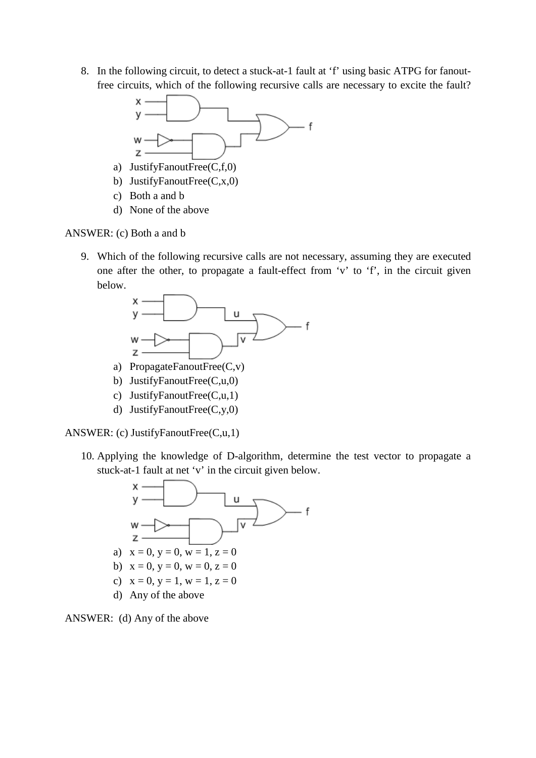8. In the following circuit, to detect a stuck-at-1 fault at ‘f’ using basic ATPG for fanout-free circuits, which of the following recursive calls are necessary to excite the fault?

   a) JustifyFanoutFree(C,f,0)
   b) JustifyFanoutFree(C,x,0)
   c) Both a and b
   d) None of the above

ANSWER: (c) Both a and b

9. Which of the following recursive calls are not necessary, assuming they are executed one after the other, to propagate a fault-effect from ‘v’ to ‘f’, in the circuit given below.

   a) PropagateFanoutFree(C,v)
   b) JustifyFanoutFree(C,u,0)
   c) JustifyFanoutFree(C,u,1)
   d) JustifyFanoutFree(C,y,0)

ANSWER: (c) JustifyFanoutFree(C,u,1)

10. Applying the knowledge of D-algorithm, determine the test vector to propagate a stuck-at-1 fault at net ‘v’ in the circuit given below.

   a) x = 0, y = 0, w = 1, z = 0
   b) x = 0, y = 0, w = 0, z = 0
   c) x = 0, y = 1, w = 1, z = 0
   d) Any of the above

ANSWER: (d) Any of the above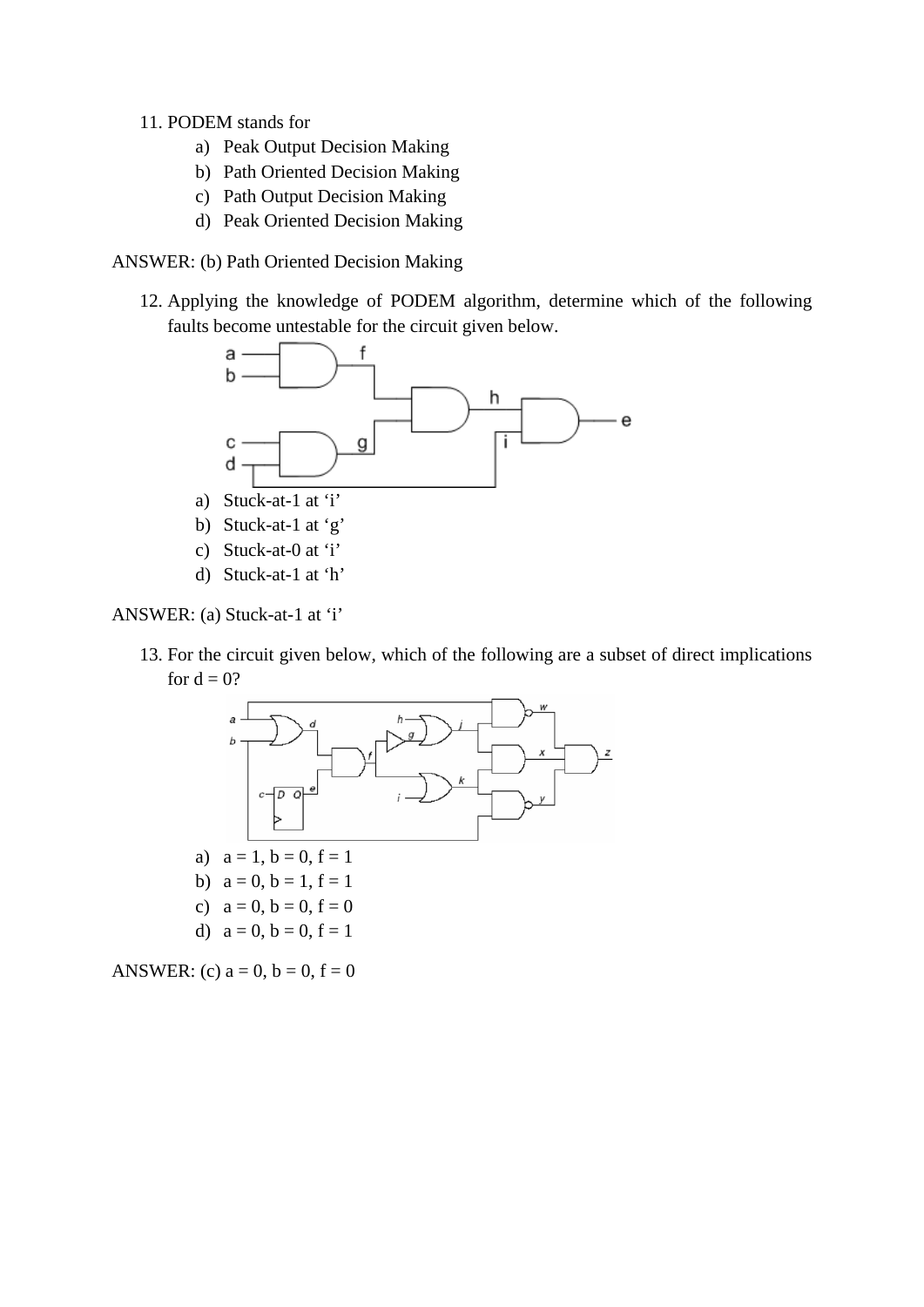11. PODEM stands for
    a) Peak Output Decision Making
    b) Path Oriented Decision Making
    c) Path Output Decision Making
    d) Peak Oriented Decision Making

ANSWER: (b) Path Oriented Decision Making

12. Applying the knowledge of PODEM algorithm, determine which of the following faults become untestable for the circuit given below.
    a) Stuck-at-1 at 'i'
    b) Stuck-at-1 at 'g'
    c) Stuck-at-0 at 'i'
    d) Stuck-at-1 at 'h'

ANSWER: (a) Stuck-at-1 at 'i'

13. For the circuit given below, which of the following are a subset of direct implications for d = 0?
    a) a = 1, b = 0, f = 1
    b) a = 0, b = 1, f = 1
    c) a = 0, b = 0, f = 0
    d) a = 0, b = 0, f = 1

ANSWER: (c) a = 0, b = 0, f = 0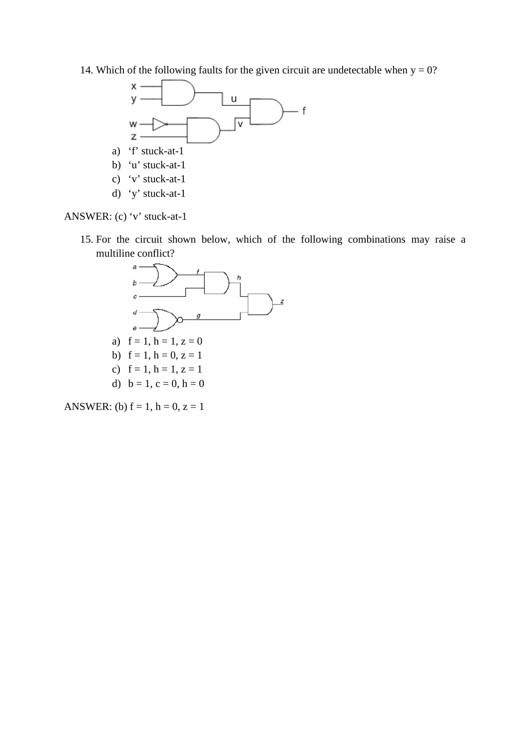14. Which of the following faults for the given circuit are undetectable when y = 0?

    a) ‘f’ stuck-at-1
    b) ‘u’ stuck-at-1
    c) ‘v’ stuck-at-1
    d) ‘y’ stuck-at-1

ANSWER: (c) ‘v’ stuck-at-1

15. For the circuit shown below, which of the following combinations may raise a multiline conflict?

    a) f = 1, h = 1, z = 0
    b) f = 1, h = 0, z = 1
    c) f = 1, h = 1, z = 1
    d) b = 1, c = 0, h = 0

ANSWER: (b) f = 1, h = 0, z = 1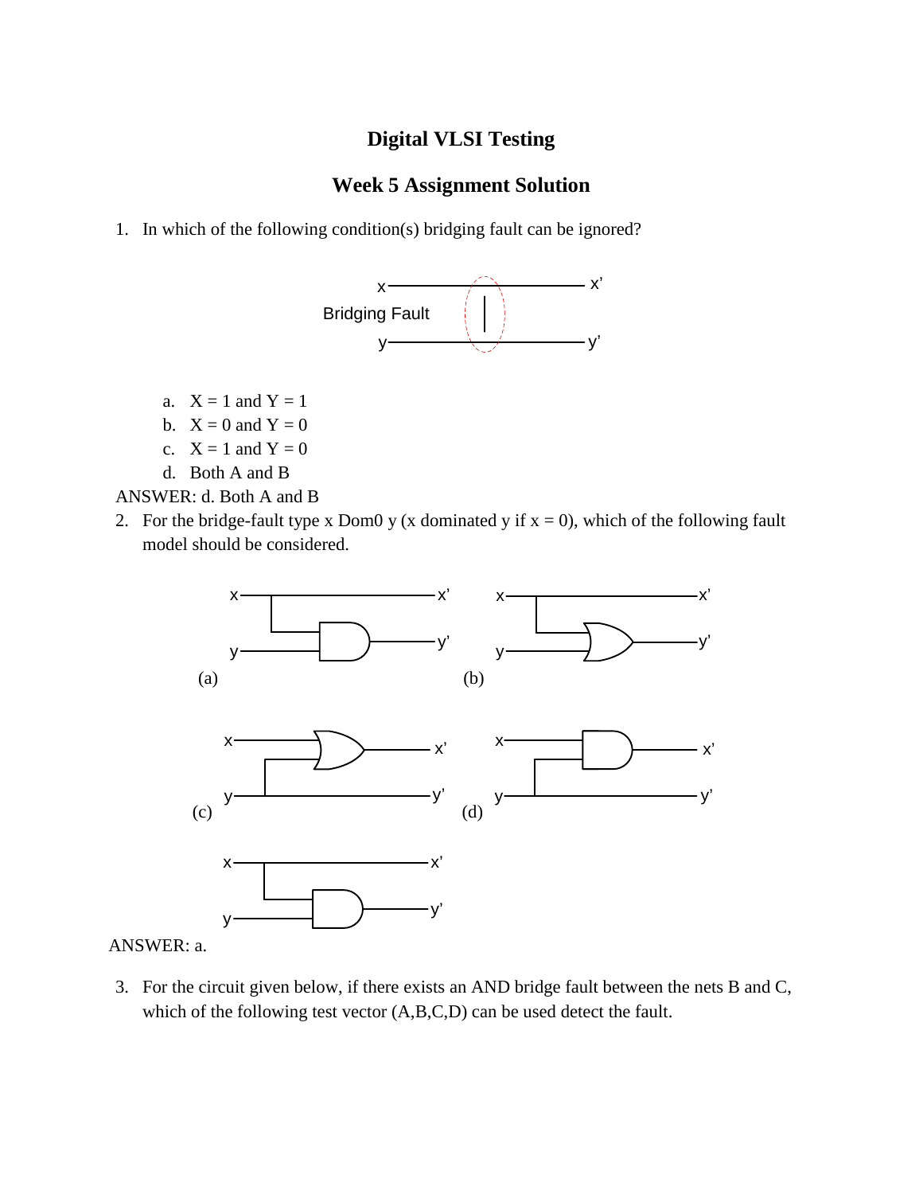# Digital VLSI Testing

## Week 5 Assignment Solution

1. In which of the following condition(s) bridging fault can be ignored?

x —— x'
Bridging Fault
y —— y'

   a. X = 1 and Y = 1
   b. X = 0 and Y = 0
   c. X = 1 and Y = 0
   d. Both A and B

ANSWER: d. Both A and B

2. For the bridge-fault type x Dom0 y (x dominated y if x = 0), which of the following fault model should be considered.

(a)

(b)

(c)

(d)

ANSWER: a.

3. For the circuit given below, if there exists an AND bridge fault between the nets B and C, which of the following test vector (A,B,C,D) can be used detect the fault.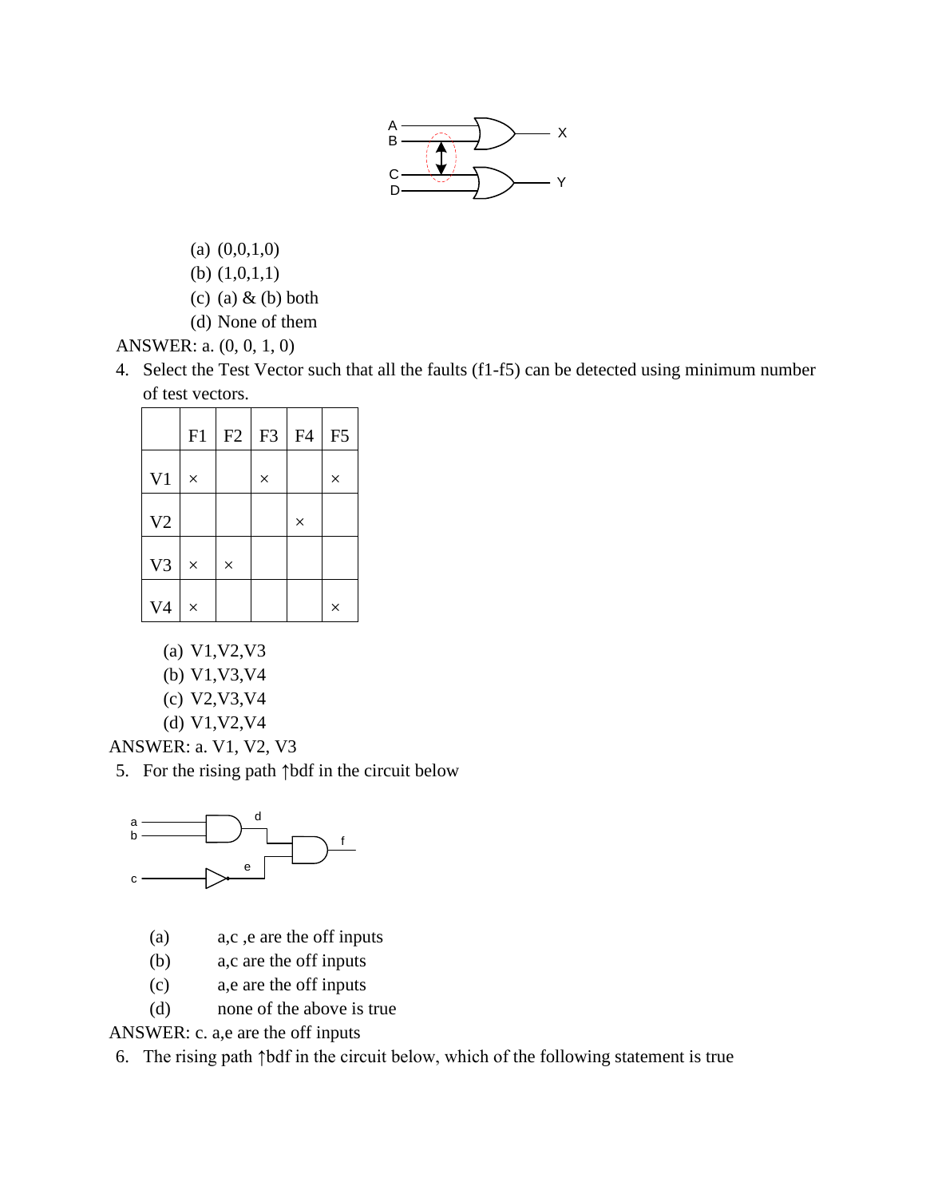(a) (0,0,1,0)
(b) (1,0,1,1)
(c) (a) & (b) both
(d) None of them

ANSWER: a. (0, 0, 1, 0)

4. Select the Test Vector such that all the faults (f1-f5) can be detected using minimum number of test vectors.

| | F1 | F2 | F3 | F4 | F5 |
|---|---|---|---|---|---|
| V1 | × | | × | | × |
| V2 | | | | × | |
| V3 | × | × | | | |
| V4 | × | | | | × |

(a) V1,V2,V3
(b) V1,V3,V4
(c) V2,V3,V4
(d) V1,V2,V4

ANSWER: a. V1, V2, V3

5. For the rising path ↑bdf in the circuit below

(a) a,c ,e are the off inputs
(b) a,c are the off inputs
(c) a,e are the off inputs
(d) none of the above is true

ANSWER: c. a,e are the off inputs

6. The rising path ↑bdf in the circuit below, which of the following statement is true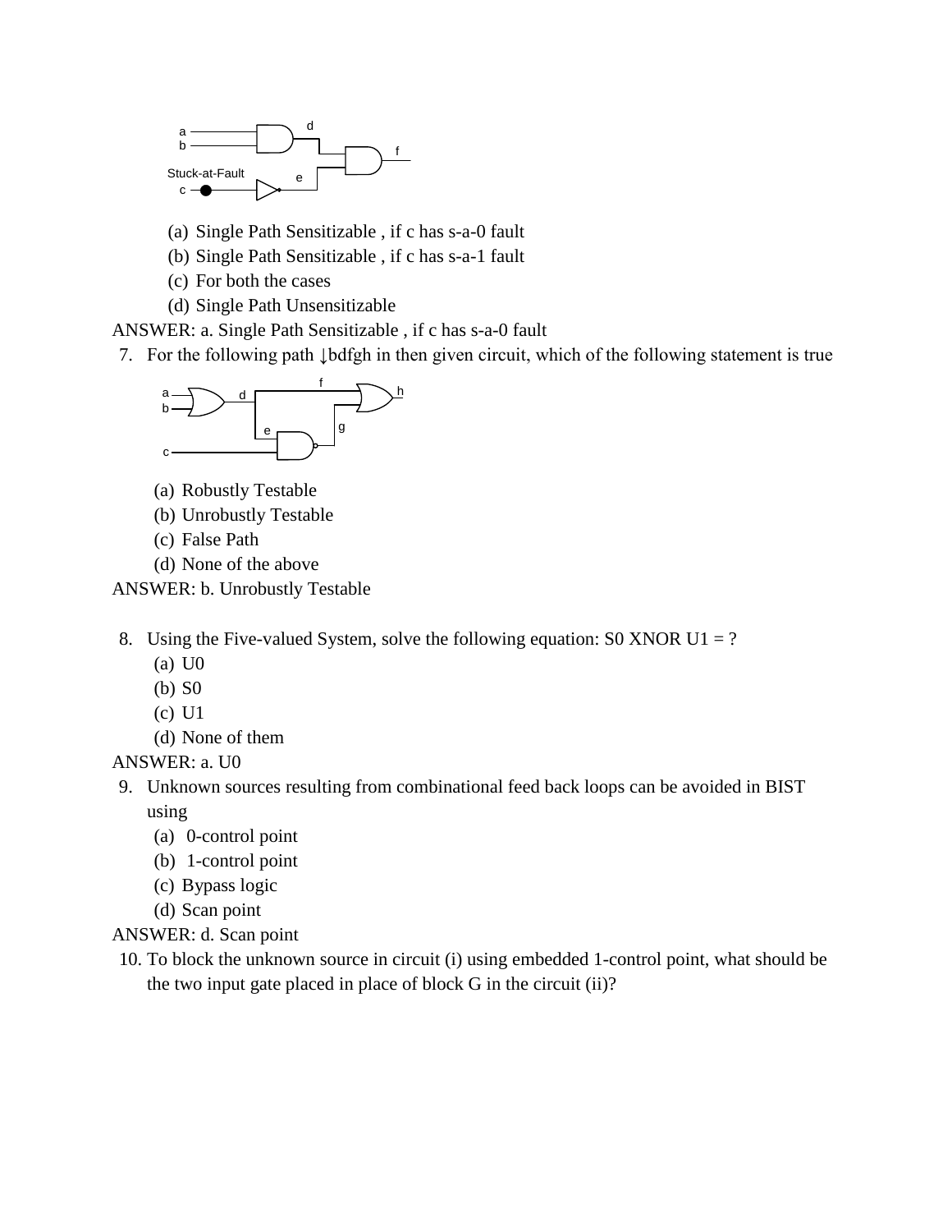(a) Single Path Sensitizable , if c has s-a-0 fault

(b) Single Path Sensitizable , if c has s-a-1 fault

(c) For both the cases

(d) Single Path Unsensitizable

ANSWER: a. Single Path Sensitizable , if c has s-a-0 fault

7. For the following path ↓bdfgh in then given circuit, which of the following statement is true

   (a) Robustly Testable

   (b) Unrobustly Testable

   (c) False Path

   (d) None of the above

ANSWER: b. Unrobustly Testable

8. Using the Five-valued System, solve the following equation: S0 XNOR U1 = ?

   (a) U0

   (b) S0

   (c) U1

   (d) None of them

ANSWER: a. U0

9. Unknown sources resulting from combinational feed back loops can be avoided in BIST using

   (a) 0-control point

   (b) 1-control point

   (c) Bypass logic

   (d) Scan point

ANSWER: d. Scan point

10. To block the unknown source in circuit (i) using embedded 1-control point, what should be the two input gate placed in place of block G in the circuit (ii)?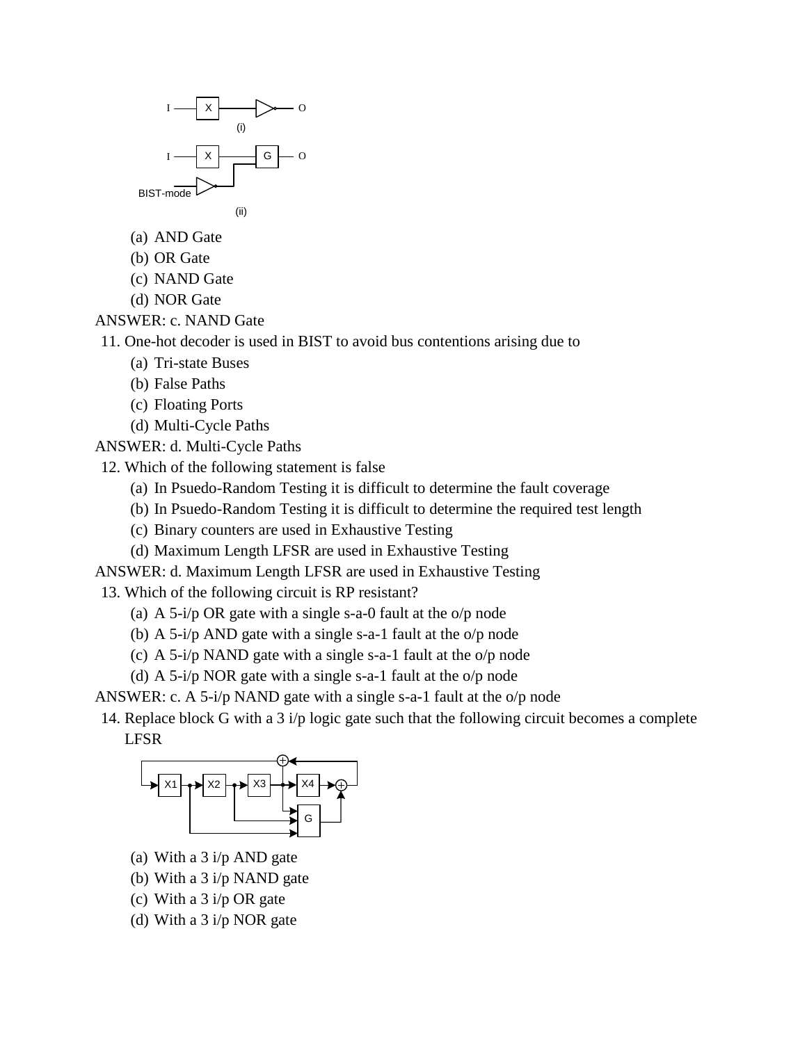(i)

(ii)

(a) AND Gate
(b) OR Gate
(c) NAND Gate
(d) NOR Gate

ANSWER: c. NAND Gate

11. One-hot decoder is used in BIST to avoid bus contentions arising due to
    (a) Tri-state Buses
    (b) False Paths
    (c) Floating Ports
    (d) Multi-Cycle Paths

ANSWER: d. Multi-Cycle Paths

12. Which of the following statement is false
    (a) In Psuedo-Random Testing it is difficult to determine the fault coverage
    (b) In Psuedo-Random Testing it is difficult to determine the required test length
    (c) Binary counters are used in Exhaustive Testing
    (d) Maximum Length LFSR are used in Exhaustive Testing

ANSWER: d. Maximum Length LFSR are used in Exhaustive Testing

13. Which of the following circuit is RP resistant?
    (a) A 5-i/p OR gate with a single s-a-0 fault at the o/p node
    (b) A 5-i/p AND gate with a single s-a-1 fault at the o/p node
    (c) A 5-i/p NAND gate with a single s-a-1 fault at the o/p node
    (d) A 5-i/p NOR gate with a single s-a-1 fault at the o/p node

ANSWER: c. A 5-i/p NAND gate with a single s-a-1 fault at the o/p node

14. Replace block G with a 3 i/p logic gate such that the following circuit becomes a complete LFSR
    (a) With a 3 i/p AND gate
    (b) With a 3 i/p NAND gate
    (c) With a 3 i/p OR gate
    (d) With a 3 i/p NOR gate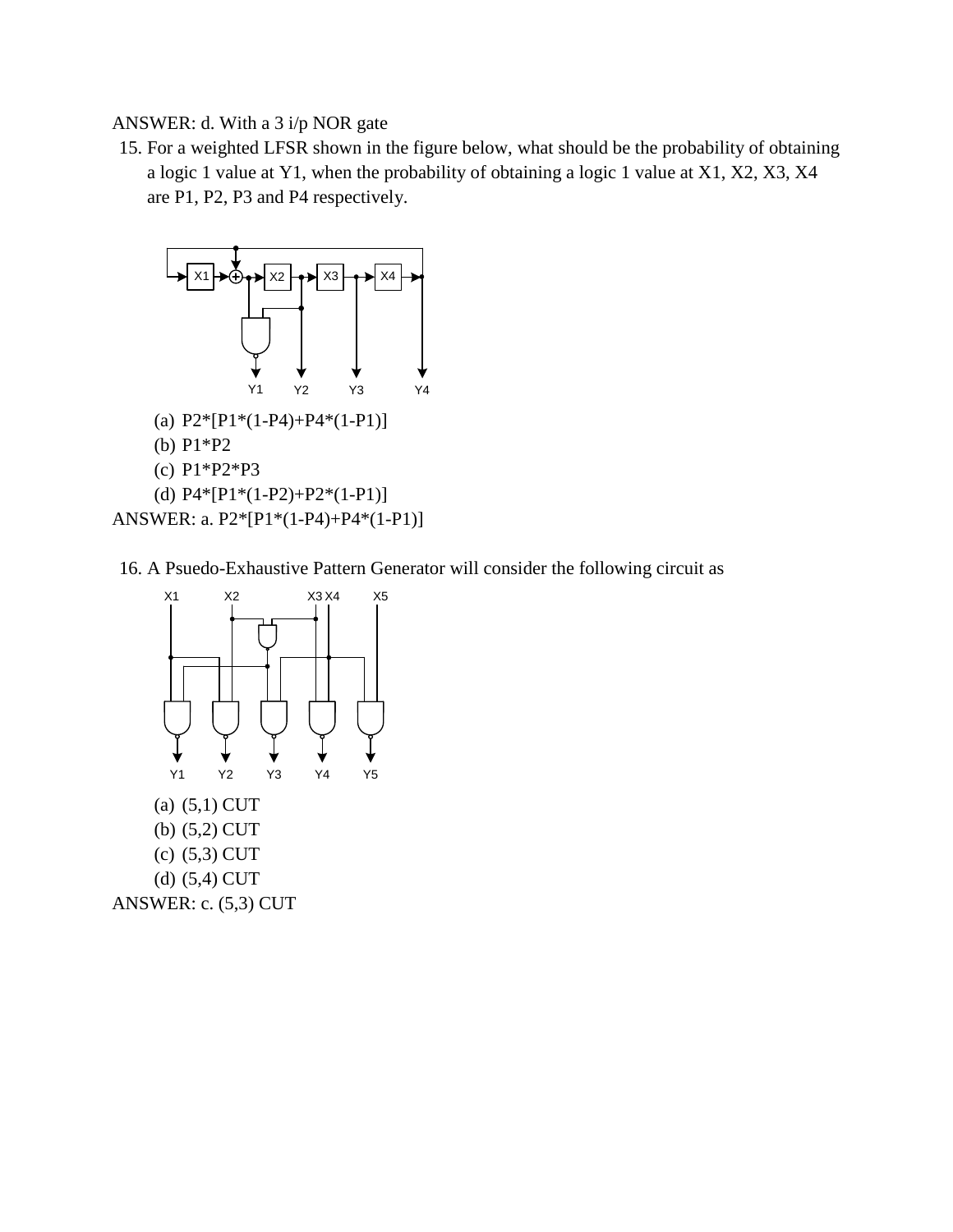ANSWER: d. With a 3 i/p NOR gate

15. For a weighted LFSR shown in the figure below, what should be the probability of obtaining a logic 1 value at Y1, when the probability of obtaining a logic 1 value at X1, X2, X3, X4 are P1, P2, P3 and P4 respectively.

    (a) P2*[P1*(1-P4)+P4*(1-P1)]
    (b) P1*P2
    (c) P1*P2*P3
    (d) P4*[P1*(1-P2)+P2*(1-P1)]

ANSWER: a. P2*[P1*(1-P4)+P4*(1-P1)]

16. A Psuedo-Exhaustive Pattern Generator will consider the following circuit as

    (a) (5,1) CUT
    (b) (5,2) CUT
    (c) (5,3) CUT
    (d) (5,4) CUT

ANSWER: c. (5,3) CUT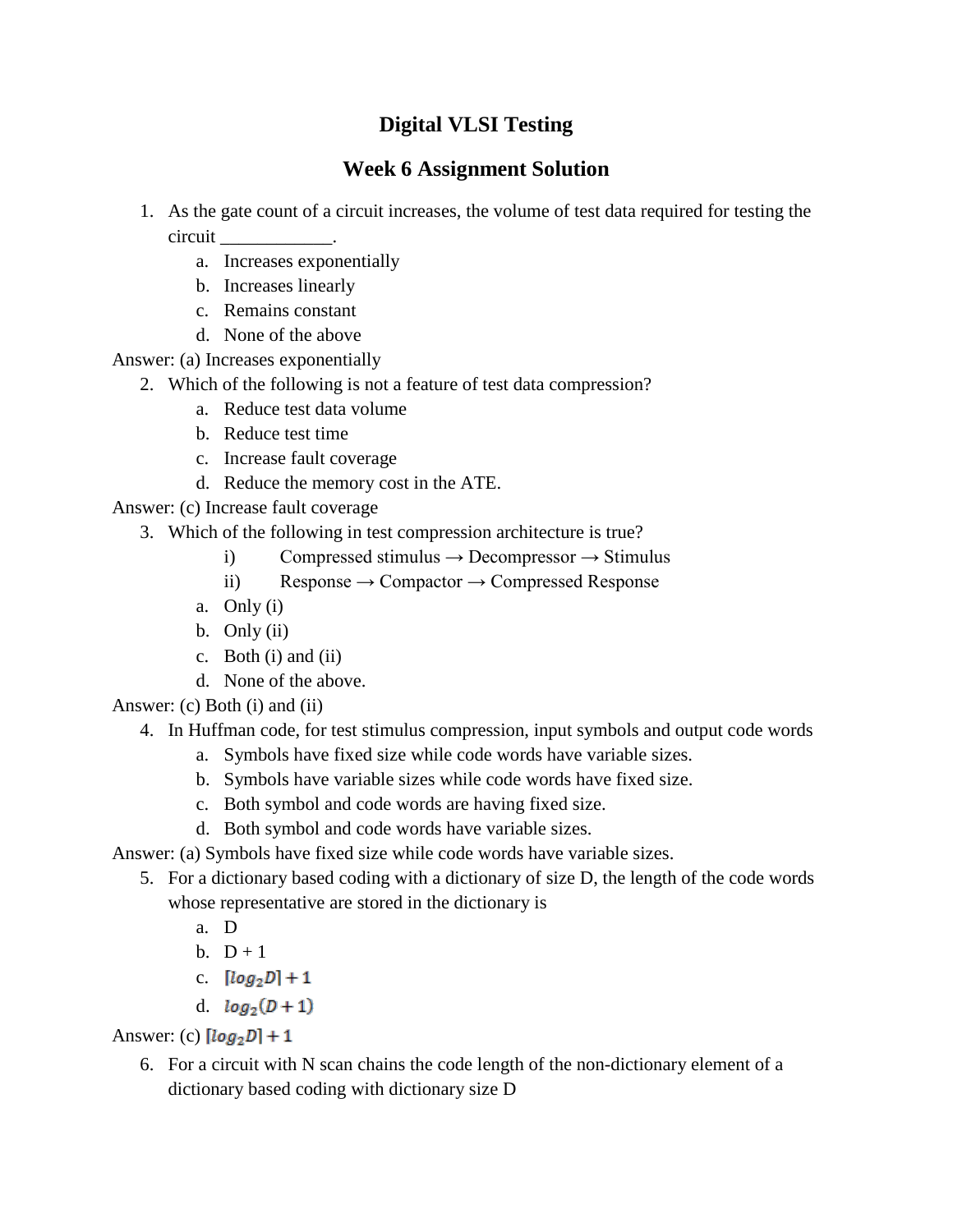# Digital VLSI Testing

## Week 6 Assignment Solution

1. As the gate count of a circuit increases, the volume of test data required for testing the circuit ____________.
   a. Increases exponentially
   b. Increases linearly
   c. Remains constant
   d. None of the above

Answer: (a) Increases exponentially

2. Which of the following is not a feature of test data compression?
   a. Reduce test data volume
   b. Reduce test time
   c. Increase fault coverage
   d. Reduce the memory cost in the ATE.

Answer: (c) Increase fault coverage

3. Which of the following in test compression architecture is true?
   i) Compressed stimulus → Decompressor → Stimulus
   ii) Response → Compactor → Compressed Response
   a. Only (i)
   b. Only (ii)
   c. Both (i) and (ii)
   d. None of the above.

Answer: (c) Both (i) and (ii)

4. In Huffman code, for test stimulus compression, input symbols and output code words
   a. Symbols have fixed size while code words have variable sizes.
   b. Symbols have variable sizes while code words have fixed size.
   c. Both symbol and code words are having fixed size.
   d. Both symbol and code words have variable sizes.

Answer: (a) Symbols have fixed size while code words have variable sizes.

5. For a dictionary based coding with a dictionary of size D, the length of the code words whose representative are stored in the dictionary is
   a. D
   b. D + 1
   c. $\lceil log_2 D \rceil + 1$
   d. $log_2(D + 1)$

Answer: (c) $\lceil log_2 D \rceil + 1$

6. For a circuit with N scan chains the code length of the non-dictionary element of a dictionary based coding with dictionary size D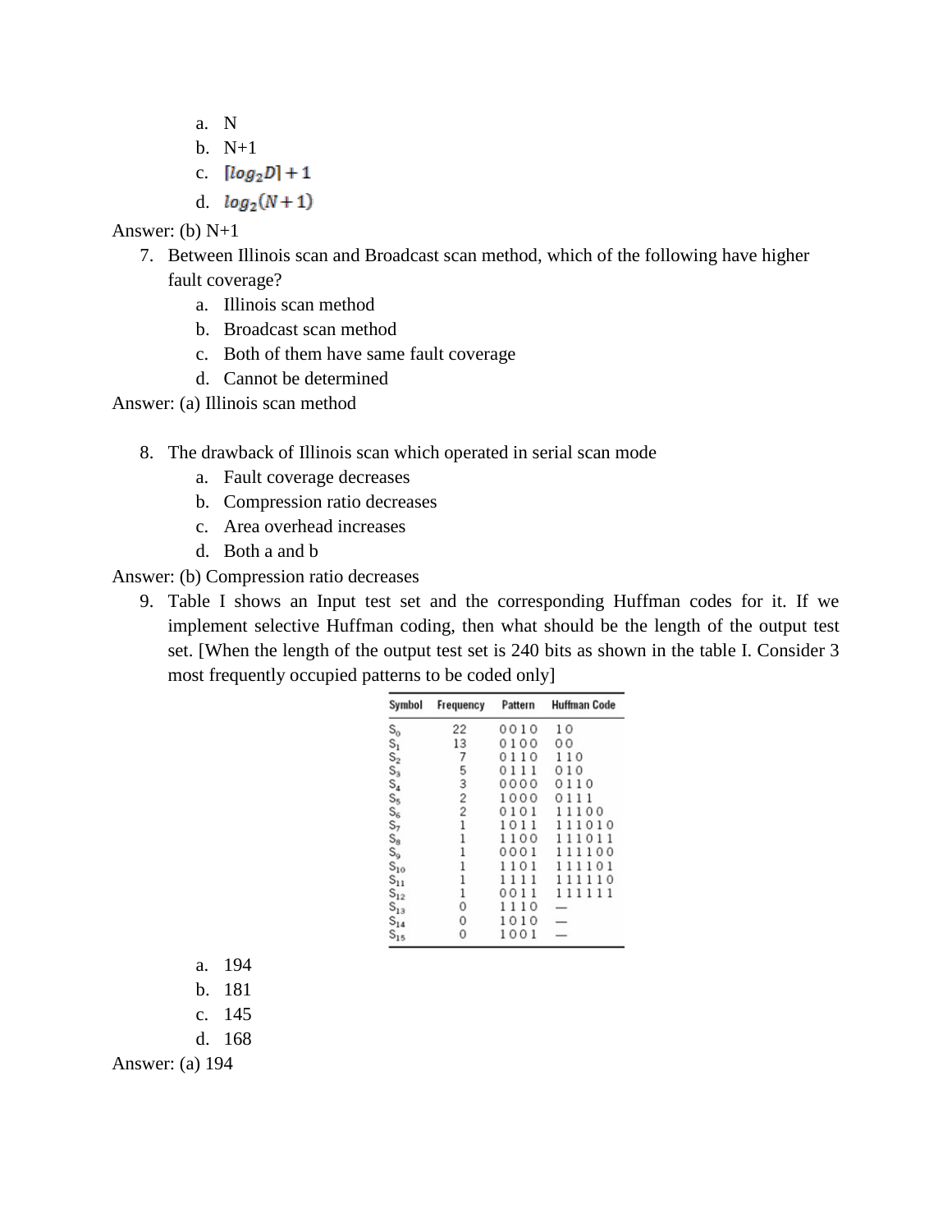a. N
b. N+1
c. $\lceil log_2 D \rceil + 1$
d. $log_2(N+1)$

Answer: (b) N+1

7. Between Illinois scan and Broadcast scan method, which of the following have higher fault coverage?
   a. Illinois scan method
   b. Broadcast scan method
   c. Both of them have same fault coverage
   d. Cannot be determined

Answer: (a) Illinois scan method

8. The drawback of Illinois scan which operated in serial scan mode
   a. Fault coverage decreases
   b. Compression ratio decreases
   c. Area overhead increases
   d. Both a and b

Answer: (b) Compression ratio decreases

9. Table I shows an Input test set and the corresponding Huffman codes for it. If we implement selective Huffman coding, then what should be the length of the output test set. [When the length of the output test set is 240 bits as shown in the table I. Consider 3 most frequently occupied patterns to be coded only]

| Symbol | Frequency | Pattern | Huffman Code |
|---|---|---|---|
| $S_0$ | 22 | 0010 | 10 |
| $S_1$ | 13 | 0100 | 00 |
| $S_2$ | 7 | 0110 | 110 |
| $S_3$ | 5 | 0111 | 010 |
| $S_4$ | 3 | 0000 | 0110 |
| $S_5$ | 2 | 1000 | 0111 |
| $S_6$ | 2 | 0101 | 11100 |
| $S_7$ | 1 | 1011 | 111010 |
| $S_8$ | 1 | 1100 | 111011 |
| $S_9$ | 1 | 0001 | 111100 |
| $S_{10}$ | 1 | 1101 | 111101 |
| $S_{11}$ | 1 | 1111 | 111110 |
| $S_{12}$ | 1 | 0011 | 111111 |
| $S_{13}$ | 0 | 1110 | — |
| $S_{14}$ | 0 | 1010 | — |
| $S_{15}$ | 0 | 1001 | — |

   a. 194
   b. 181
   c. 145
   d. 168

Answer: (a) 194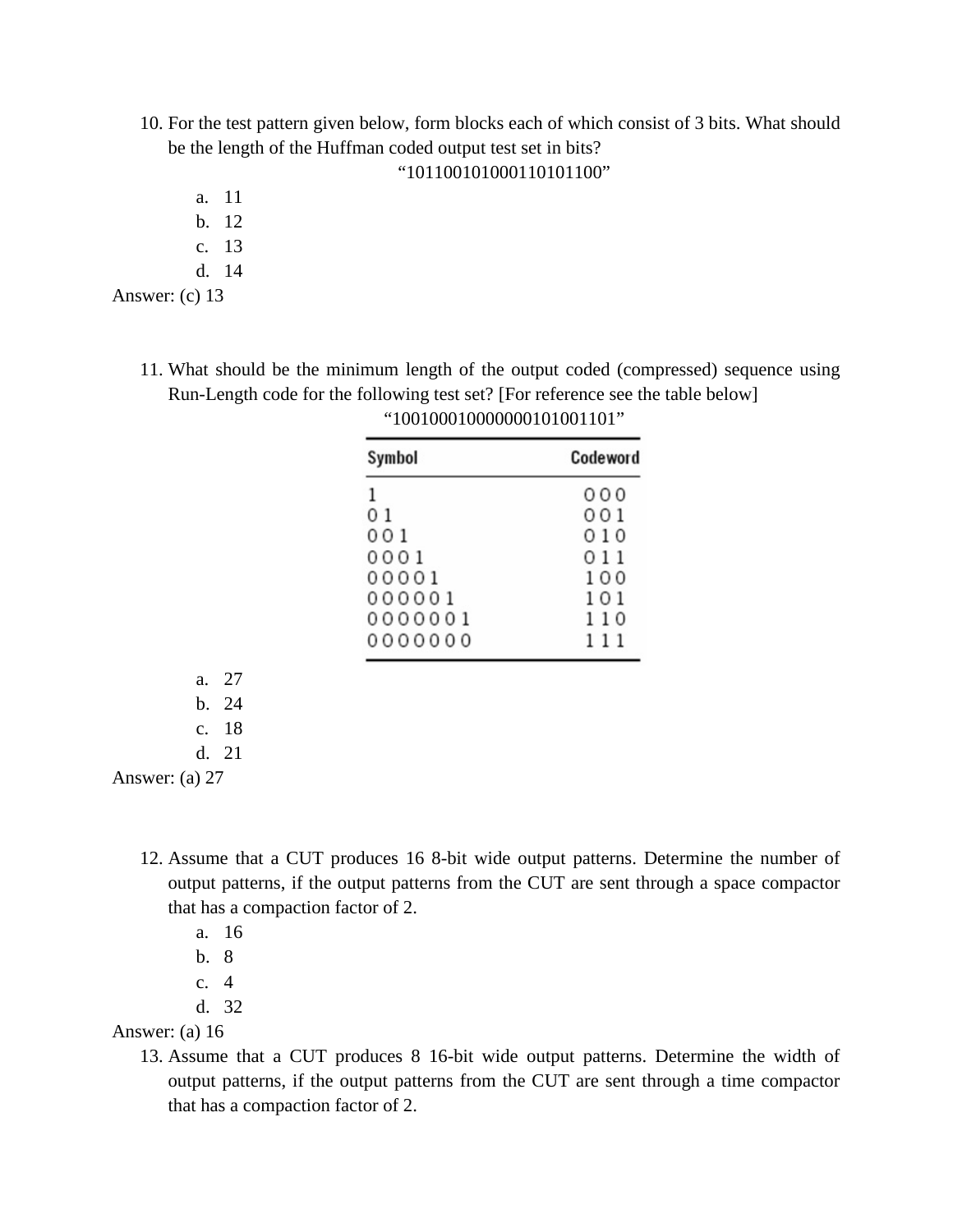10. For the test pattern given below, form blocks each of which consist of 3 bits. What should be the length of the Huffman coded output test set in bits?

"101100101000110101100"

   a. 11
   b. 12
   c. 13
   d. 14

Answer: (c) 13

11. What should be the minimum length of the output coded (compressed) sequence using Run-Length code for the following test set? [For reference see the table below]

"1001000100000001010011 01"

| Symbol | Codeword |
|---|---|
| 1 | 000 |
| 01 | 001 |
| 001 | 010 |
| 0001 | 011 |
| 00001 | 100 |
| 000001 | 101 |
| 0000001 | 110 |
| 0000000 | 111 |

   a. 27
   b. 24
   c. 18
   d. 21

Answer: (a) 27

12. Assume that a CUT produces 16 8-bit wide output patterns. Determine the number of output patterns, if the output patterns from the CUT are sent through a space compactor that has a compaction factor of 2.
   a. 16
   b. 8
   c. 4
   d. 32

Answer: (a) 16

13. Assume that a CUT produces 8 16-bit wide output patterns. Determine the width of output patterns, if the output patterns from the CUT are sent through a time compactor that has a compaction factor of 2.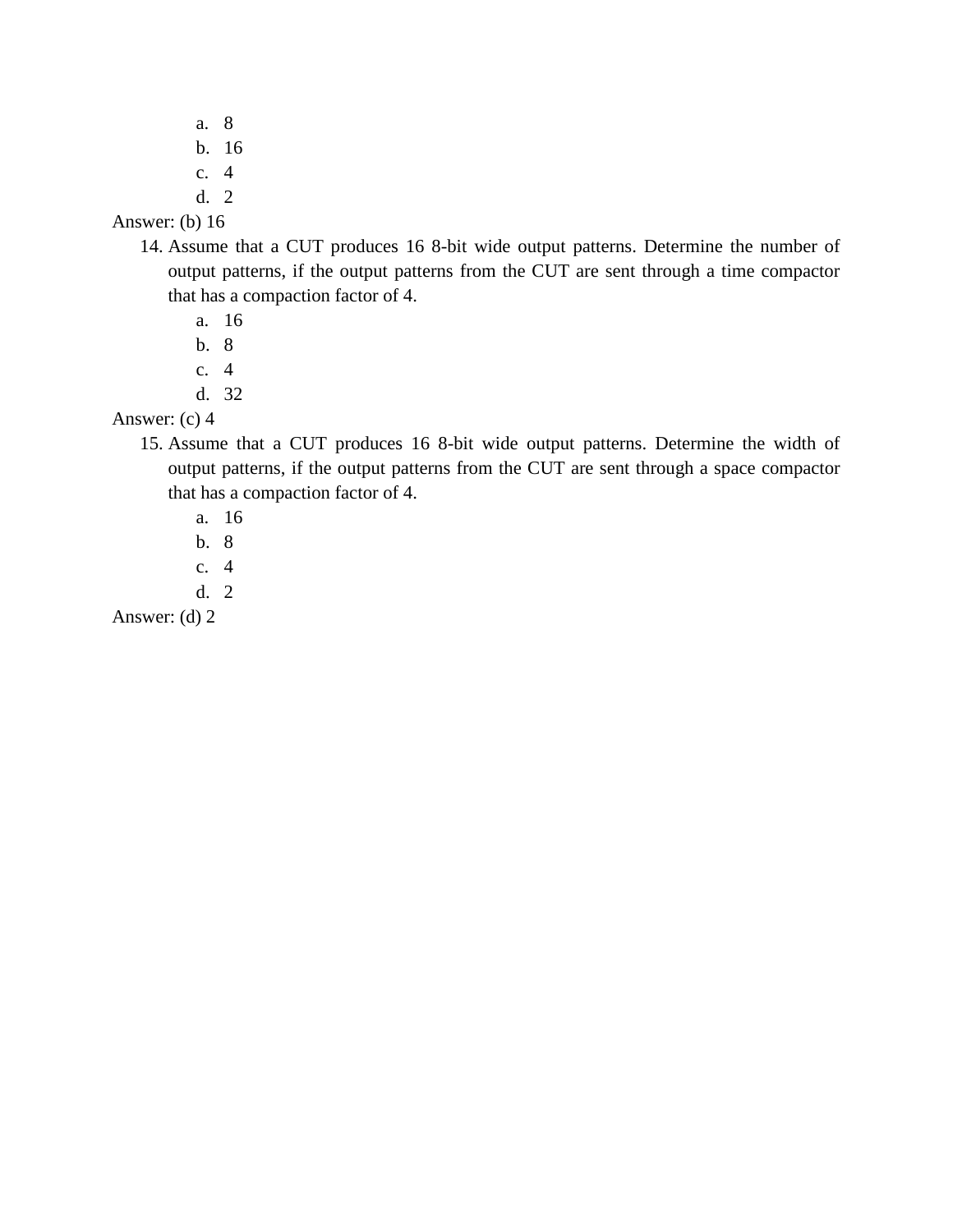a. 8
   b. 16
   c. 4
   d. 2

Answer: (b) 16

14. Assume that a CUT produces 16 8-bit wide output patterns. Determine the number of output patterns, if the output patterns from the CUT are sent through a time compactor that has a compaction factor of 4.
    a. 16
    b. 8
    c. 4
    d. 32

Answer: (c) 4

15. Assume that a CUT produces 16 8-bit wide output patterns. Determine the width of output patterns, if the output patterns from the CUT are sent through a space compactor that has a compaction factor of 4.
    a. 16
    b. 8
    c. 4
    d. 2

Answer: (d) 2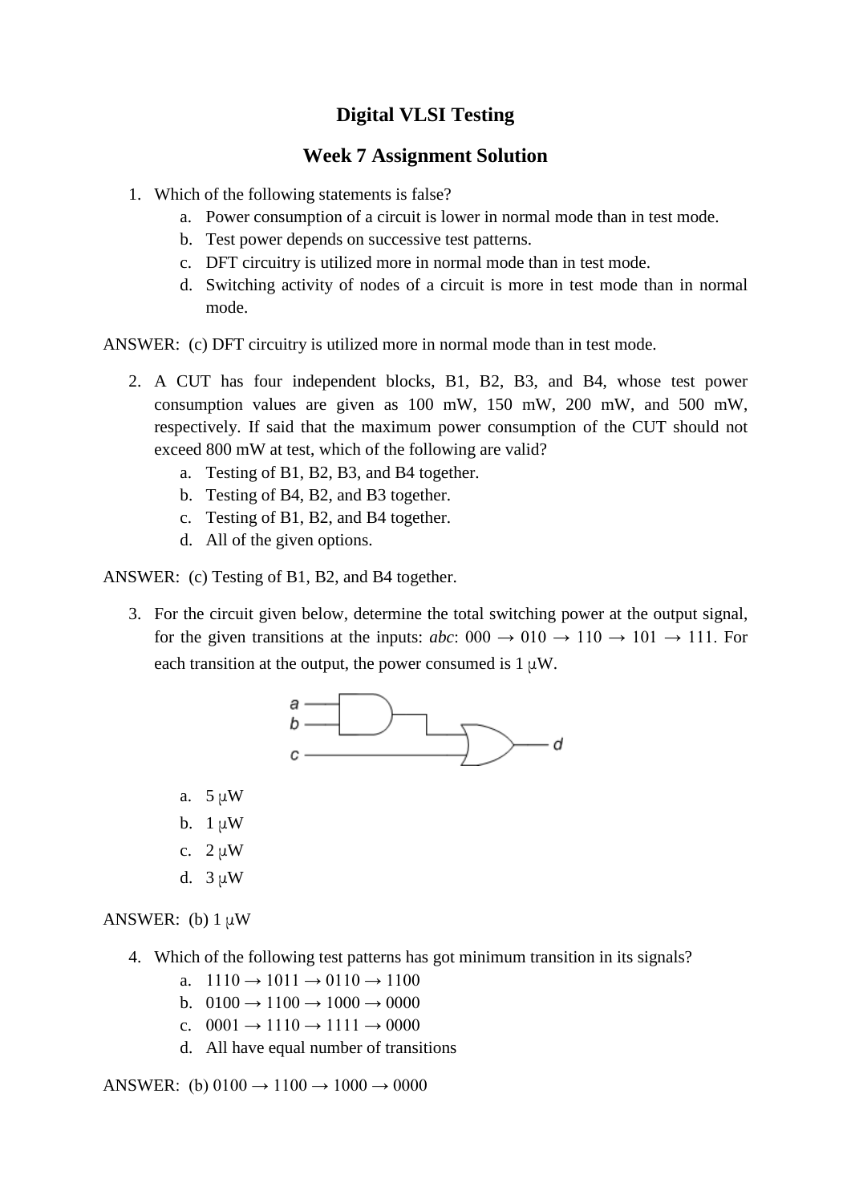# Digital VLSI Testing

## Week 7 Assignment Solution

1. Which of the following statements is false?
   a. Power consumption of a circuit is lower in normal mode than in test mode.
   b. Test power depends on successive test patterns.
   c. DFT circuitry is utilized more in normal mode than in test mode.
   d. Switching activity of nodes of a circuit is more in test mode than in normal mode.

ANSWER: (c) DFT circuitry is utilized more in normal mode than in test mode.

2. A CUT has four independent blocks, B1, B2, B3, and B4, whose test power consumption values are given as 100 mW, 150 mW, 200 mW, and 500 mW, respectively. If said that the maximum power consumption of the CUT should not exceed 800 mW at test, which of the following are valid?
   a. Testing of B1, B2, B3, and B4 together.
   b. Testing of B4, B2, and B3 together.
   c. Testing of B1, B2, and B4 together.
   d. All of the given options.

ANSWER: (c) Testing of B1, B2, and B4 together.

3. For the circuit given below, determine the total switching power at the output signal, for the given transitions at the inputs: *abc*: 000 → 010 → 110 → 101 → 111. For each transition at the output, the power consumed is 1 μW.

   a. 5 μW
   b. 1 μW
   c. 2 μW
   d. 3 μW

ANSWER: (b) 1 μW

4. Which of the following test patterns has got minimum transition in its signals?
   a. 1110 → 1011 → 0110 → 1100
   b. 0100 → 1100 → 1000 → 0000
   c. 0001 → 1110 → 1111 → 0000
   d. All have equal number of transitions

ANSWER: (b) 0100 → 1100 → 1000 → 0000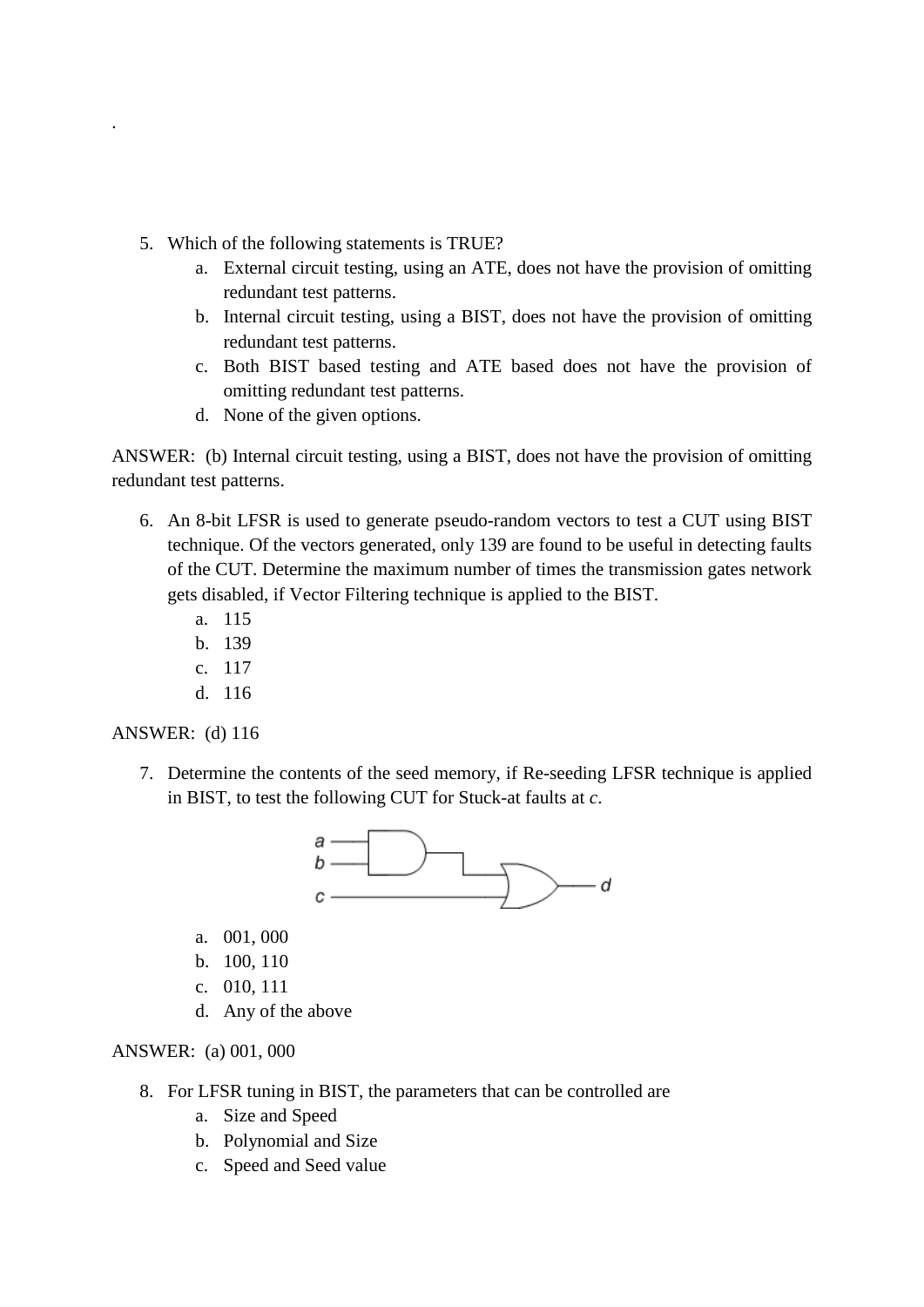.

5. Which of the following statements is TRUE?
    a. External circuit testing, using an ATE, does not have the provision of omitting redundant test patterns.
    b. Internal circuit testing, using a BIST, does not have the provision of omitting redundant test patterns.
    c. Both BIST based testing and ATE based does not have the provision of omitting redundant test patterns.
    d. None of the given options.

ANSWER: (b) Internal circuit testing, using a BIST, does not have the provision of omitting redundant test patterns.

6. An 8-bit LFSR is used to generate pseudo-random vectors to test a CUT using BIST technique. Of the vectors generated, only 139 are found to be useful in detecting faults of the CUT. Determine the maximum number of times the transmission gates network gets disabled, if Vector Filtering technique is applied to the BIST.
    a. 115
    b. 139
    c. 117
    d. 116

ANSWER: (d) 116

7. Determine the contents of the seed memory, if Re-seeding LFSR technique is applied in BIST, to test the following CUT for Stuck-at faults at *c*.

    a. 001, 000
    b. 100, 110
    c. 010, 111
    d. Any of the above

ANSWER: (a) 001, 000

8. For LFSR tuning in BIST, the parameters that can be controlled are
    a. Size and Speed
    b. Polynomial and Size
    c. Speed and Seed value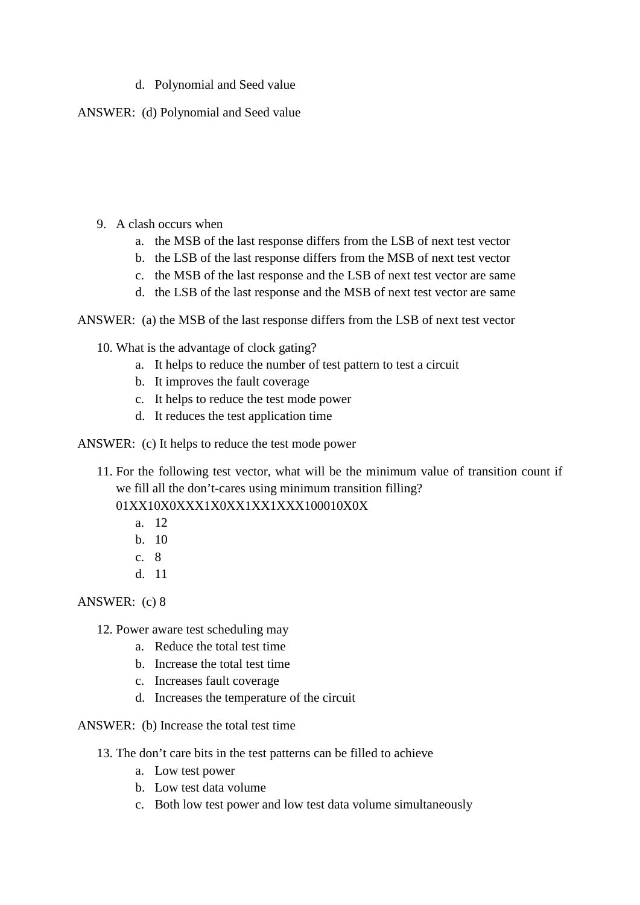d. Polynomial and Seed value

ANSWER: (d) Polynomial and Seed value

9. A clash occurs when
   a. the MSB of the last response differs from the LSB of next test vector
   b. the LSB of the last response differs from the MSB of next test vector
   c. the MSB of the last response and the LSB of next test vector are same
   d. the LSB of the last response and the MSB of next test vector are same

ANSWER: (a) the MSB of the last response differs from the LSB of next test vector

10. What is the advantage of clock gating?
    a. It helps to reduce the number of test pattern to test a circuit
    b. It improves the fault coverage
    c. It helps to reduce the test mode power
    d. It reduces the test application time

ANSWER: (c) It helps to reduce the test mode power

11. For the following test vector, what will be the minimum value of transition count if we fill all the don't-cares using minimum transition filling?
    01XX10X0XXX1X0XX1XX1XXX100010X0X
    a. 12
    b. 10
    c. 8
    d. 11

ANSWER: (c) 8

12. Power aware test scheduling may
    a. Reduce the total test time
    b. Increase the total test time
    c. Increases fault coverage
    d. Increases the temperature of the circuit

ANSWER: (b) Increase the total test time

13. The don't care bits in the test patterns can be filled to achieve
    a. Low test power
    b. Low test data volume
    c. Both low test power and low test data volume simultaneously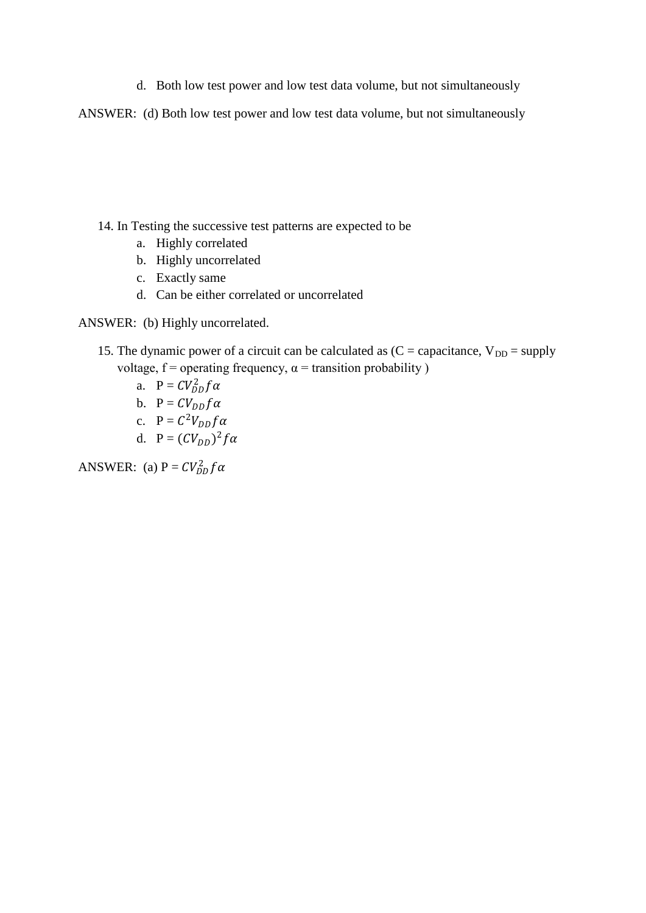d. Both low test power and low test data volume, but not simultaneously

ANSWER: (d) Both low test power and low test data volume, but not simultaneously

14. In Testing the successive test patterns are expected to be
    a. Highly correlated
    b. Highly uncorrelated
    c. Exactly same
    d. Can be either correlated or uncorrelated

ANSWER: (b) Highly uncorrelated.

15. The dynamic power of a circuit can be calculated as (C = capacitance, $V_{DD}$ = supply voltage, f = operating frequency, α = transition probability )
    a. P = $CV_{DD}^2 f\alpha$
    b. P = $CV_{DD} f\alpha$
    c. P = $C^2 V_{DD} f\alpha$
    d. P = $(CV_{DD})^2 f\alpha$

ANSWER: (a) P = $CV_{DD}^2 f\alpha$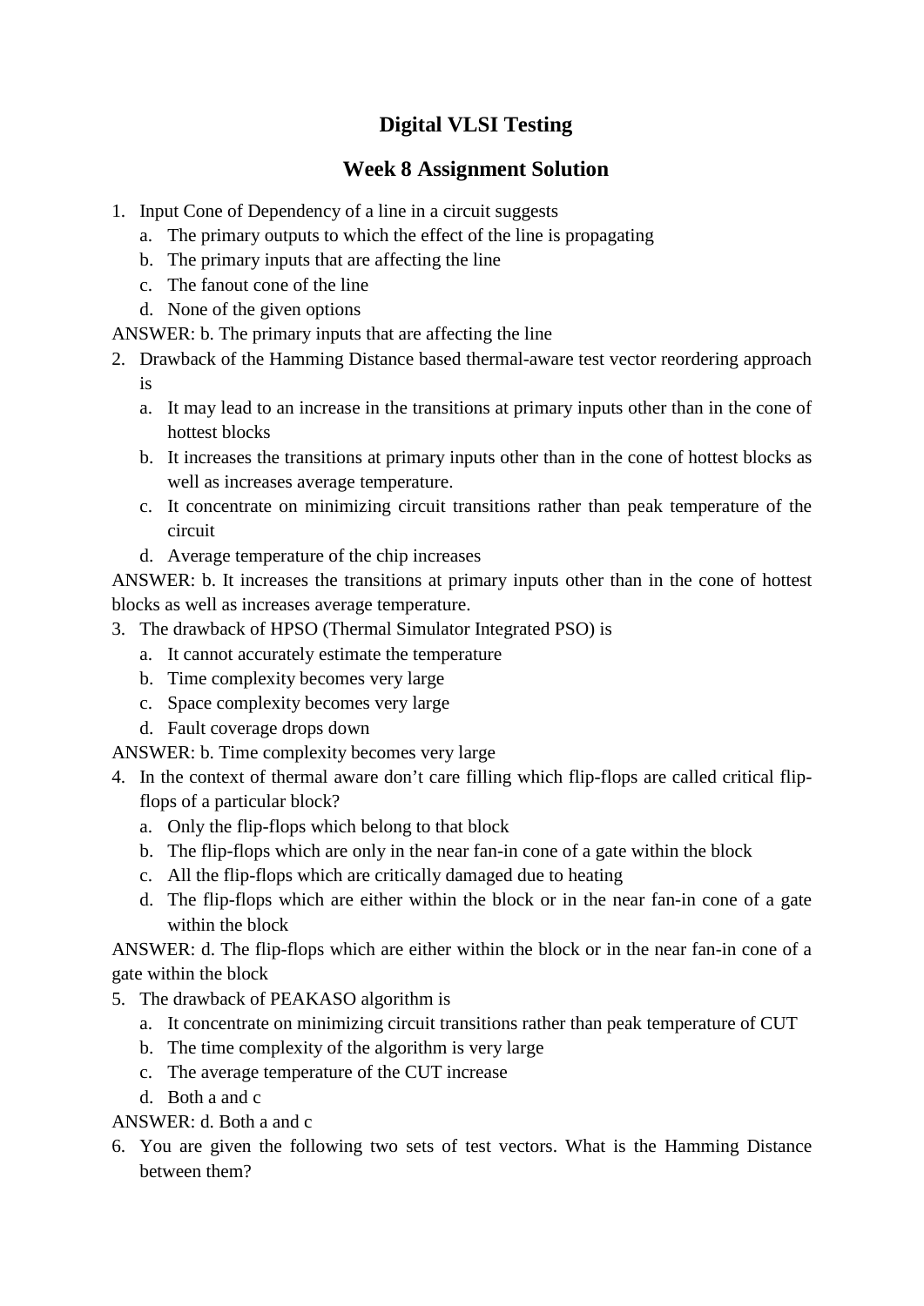# Digital VLSI Testing

## Week 8 Assignment Solution

1. Input Cone of Dependency of a line in a circuit suggests
   a. The primary outputs to which the effect of the line is propagating
   b. The primary inputs that are affecting the line
   c. The fanout cone of the line
   d. None of the given options

ANSWER: b. The primary inputs that are affecting the line

2. Drawback of the Hamming Distance based thermal-aware test vector reordering approach is
   a. It may lead to an increase in the transitions at primary inputs other than in the cone of hottest blocks
   b. It increases the transitions at primary inputs other than in the cone of hottest blocks as well as increases average temperature.
   c. It concentrate on minimizing circuit transitions rather than peak temperature of the circuit
   d. Average temperature of the chip increases

ANSWER: b. It increases the transitions at primary inputs other than in the cone of hottest blocks as well as increases average temperature.

3. The drawback of HPSO (Thermal Simulator Integrated PSO) is
   a. It cannot accurately estimate the temperature
   b. Time complexity becomes very large
   c. Space complexity becomes very large
   d. Fault coverage drops down

ANSWER: b. Time complexity becomes very large

4. In the context of thermal aware don't care filling which flip-flops are called critical flip-flops of a particular block?
   a. Only the flip-flops which belong to that block
   b. The flip-flops which are only in the near fan-in cone of a gate within the block
   c. All the flip-flops which are critically damaged due to heating
   d. The flip-flops which are either within the block or in the near fan-in cone of a gate within the block

ANSWER: d. The flip-flops which are either within the block or in the near fan-in cone of a gate within the block

5. The drawback of PEAKASO algorithm is
   a. It concentrate on minimizing circuit transitions rather than peak temperature of CUT
   b. The time complexity of the algorithm is very large
   c. The average temperature of the CUT increase
   d. Both a and c

ANSWER: d. Both a and c

6. You are given the following two sets of test vectors. What is the Hamming Distance between them?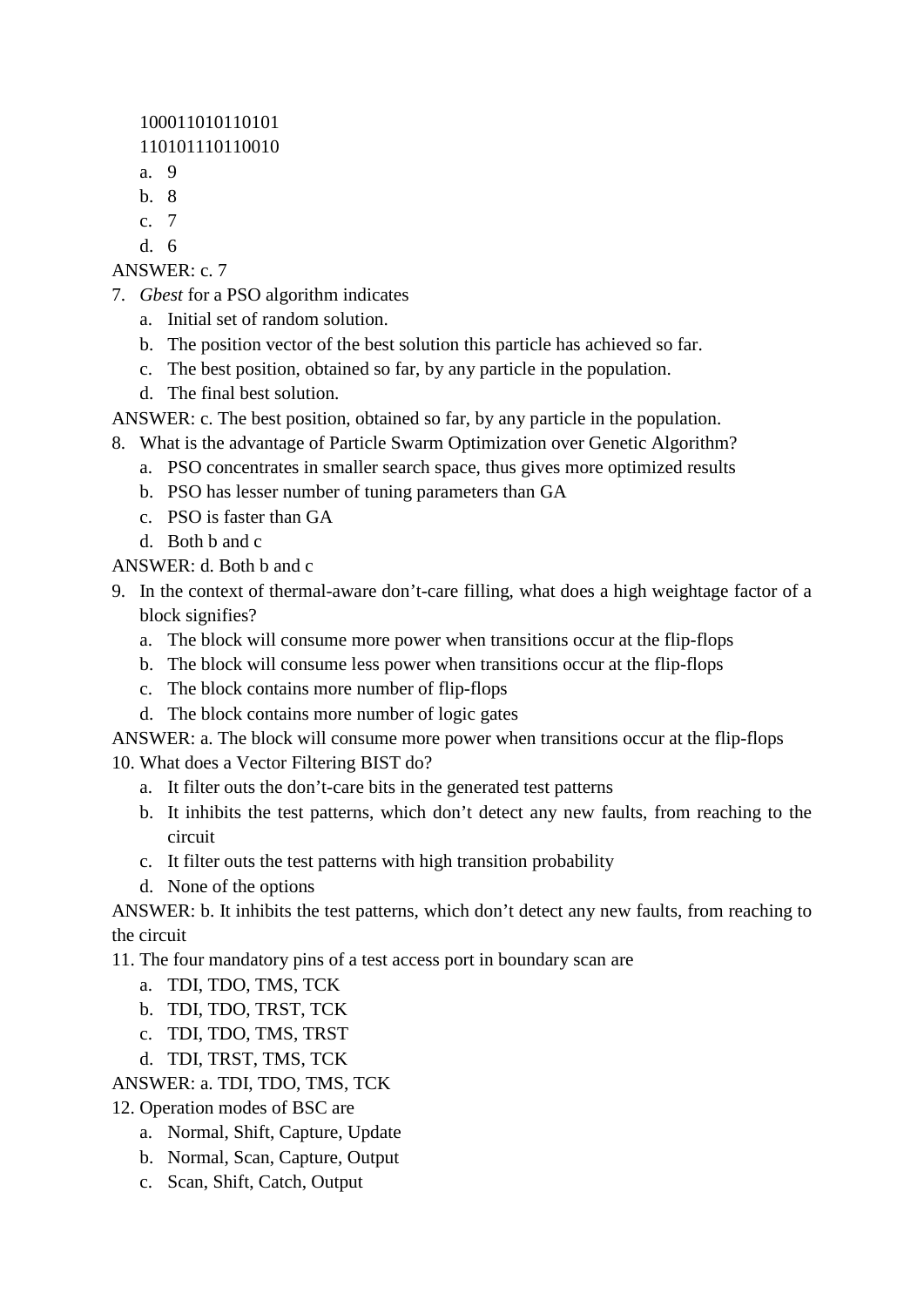100011010110101
110101110110010

a. 9
b. 8
c. 7
d. 6

ANSWER: c. 7

7. *Gbest* for a PSO algorithm indicates
   a. Initial set of random solution.
   b. The position vector of the best solution this particle has achieved so far.
   c. The best position, obtained so far, by any particle in the population.
   d. The final best solution.

ANSWER: c. The best position, obtained so far, by any particle in the population.

8. What is the advantage of Particle Swarm Optimization over Genetic Algorithm?
   a. PSO concentrates in smaller search space, thus gives more optimized results
   b. PSO has lesser number of tuning parameters than GA
   c. PSO is faster than GA
   d. Both b and c

ANSWER: d. Both b and c

9. In the context of thermal-aware don't-care filling, what does a high weightage factor of a block signifies?
   a. The block will consume more power when transitions occur at the flip-flops
   b. The block will consume less power when transitions occur at the flip-flops
   c. The block contains more number of flip-flops
   d. The block contains more number of logic gates

ANSWER: a. The block will consume more power when transitions occur at the flip-flops

10. What does a Vector Filtering BIST do?
    a. It filter outs the don't-care bits in the generated test patterns
    b. It inhibits the test patterns, which don't detect any new faults, from reaching to the circuit
    c. It filter outs the test patterns with high transition probability
    d. None of the options

ANSWER: b. It inhibits the test patterns, which don't detect any new faults, from reaching to the circuit

11. The four mandatory pins of a test access port in boundary scan are
    a. TDI, TDO, TMS, TCK
    b. TDI, TDO, TRST, TCK
    c. TDI, TDO, TMS, TRST
    d. TDI, TRST, TMS, TCK

ANSWER: a. TDI, TDO, TMS, TCK

12. Operation modes of BSC are
    a. Normal, Shift, Capture, Update
    b. Normal, Scan, Capture, Output
    c. Scan, Shift, Catch, Output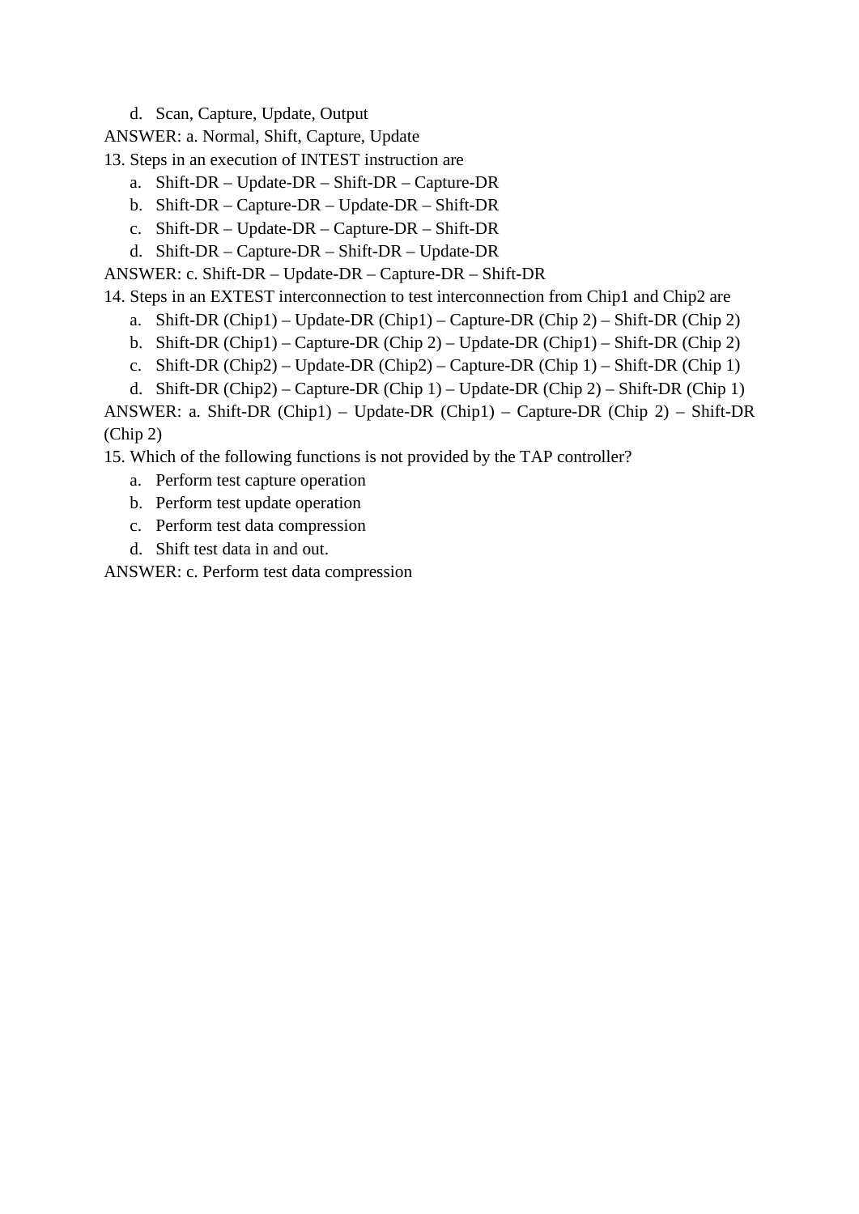d. Scan, Capture, Update, Output

ANSWER: a. Normal, Shift, Capture, Update

13. Steps in an execution of INTEST instruction are
    a. Shift-DR – Update-DR – Shift-DR – Capture-DR
    b. Shift-DR – Capture-DR – Update-DR – Shift-DR
    c. Shift-DR – Update-DR – Capture-DR – Shift-DR
    d. Shift-DR – Capture-DR – Shift-DR – Update-DR

ANSWER: c. Shift-DR – Update-DR – Capture-DR – Shift-DR

14. Steps in an EXTEST interconnection to test interconnection from Chip1 and Chip2 are
    a. Shift-DR (Chip1) – Update-DR (Chip1) – Capture-DR (Chip 2) – Shift-DR (Chip 2)
    b. Shift-DR (Chip1) – Capture-DR (Chip 2) – Update-DR (Chip1) – Shift-DR (Chip 2)
    c. Shift-DR (Chip2) – Update-DR (Chip2) – Capture-DR (Chip 1) – Shift-DR (Chip 1)
    d. Shift-DR (Chip2) – Capture-DR (Chip 1) – Update-DR (Chip 2) – Shift-DR (Chip 1)

ANSWER: a. Shift-DR (Chip1) – Update-DR (Chip1) – Capture-DR (Chip 2) – Shift-DR (Chip 2)

15. Which of the following functions is not provided by the TAP controller?
    a. Perform test capture operation
    b. Perform test update operation
    c. Perform test data compression
    d. Shift test data in and out.

ANSWER: c. Perform test data compression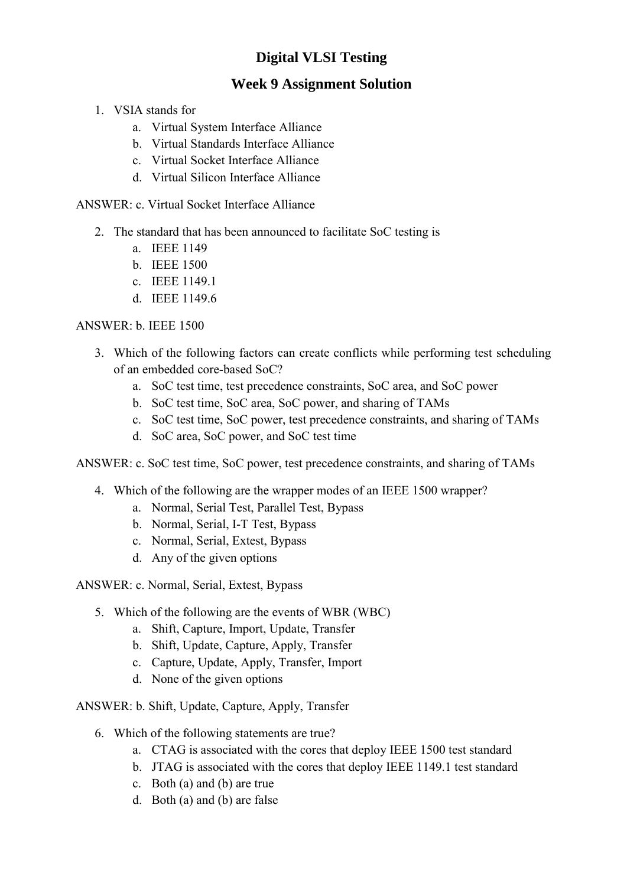# Digital VLSI Testing

## Week 9 Assignment Solution

1. VSIA stands for
    a. Virtual System Interface Alliance
    b. Virtual Standards Interface Alliance
    c. Virtual Socket Interface Alliance
    d. Virtual Silicon Interface Alliance

ANSWER: c. Virtual Socket Interface Alliance

2. The standard that has been announced to facilitate SoC testing is
    a. IEEE 1149
    b. IEEE 1500
    c. IEEE 1149.1
    d. IEEE 1149.6

ANSWER: b. IEEE 1500

3. Which of the following factors can create conflicts while performing test scheduling of an embedded core-based SoC?
    a. SoC test time, test precedence constraints, SoC area, and SoC power
    b. SoC test time, SoC area, SoC power, and sharing of TAMs
    c. SoC test time, SoC power, test precedence constraints, and sharing of TAMs
    d. SoC area, SoC power, and SoC test time

ANSWER: c. SoC test time, SoC power, test precedence constraints, and sharing of TAMs

4. Which of the following are the wrapper modes of an IEEE 1500 wrapper?
    a. Normal, Serial Test, Parallel Test, Bypass
    b. Normal, Serial, I-T Test, Bypass
    c. Normal, Serial, Extest, Bypass
    d. Any of the given options

ANSWER: c. Normal, Serial, Extest, Bypass

5. Which of the following are the events of WBR (WBC)
    a. Shift, Capture, Import, Update, Transfer
    b. Shift, Update, Capture, Apply, Transfer
    c. Capture, Update, Apply, Transfer, Import
    d. None of the given options

ANSWER: b. Shift, Update, Capture, Apply, Transfer

6. Which of the following statements are true?
    a. CTAG is associated with the cores that deploy IEEE 1500 test standard
    b. JTAG is associated with the cores that deploy IEEE 1149.1 test standard
    c. Both (a) and (b) are true
    d. Both (a) and (b) are false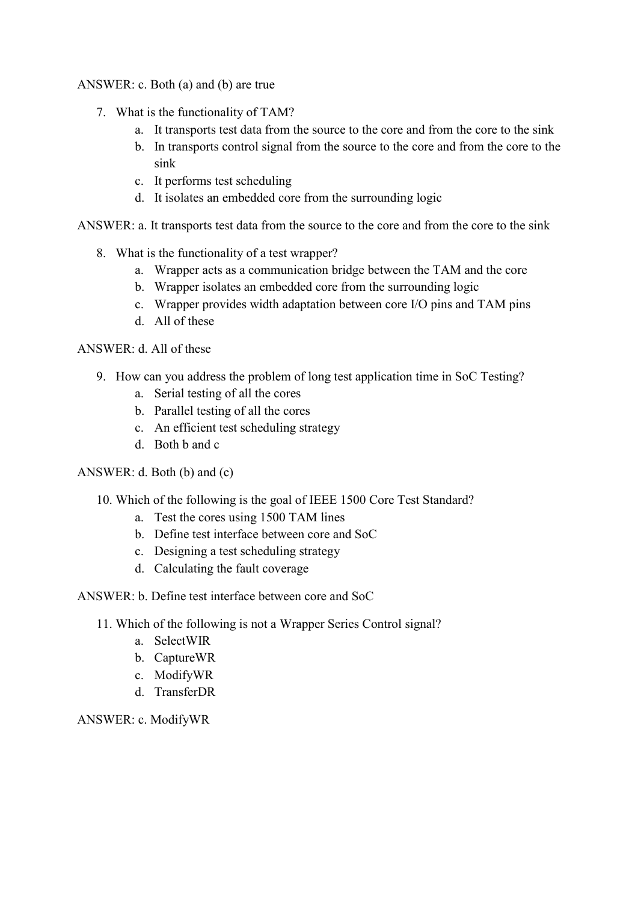ANSWER: c. Both (a) and (b) are true

7. What is the functionality of TAM?
    a. It transports test data from the source to the core and from the core to the sink
    b. In transports control signal from the source to the core and from the core to the sink
    c. It performs test scheduling
    d. It isolates an embedded core from the surrounding logic

ANSWER: a. It transports test data from the source to the core and from the core to the sink

8. What is the functionality of a test wrapper?
    a. Wrapper acts as a communication bridge between the TAM and the core
    b. Wrapper isolates an embedded core from the surrounding logic
    c. Wrapper provides width adaptation between core I/O pins and TAM pins
    d. All of these

ANSWER: d. All of these

9. How can you address the problem of long test application time in SoC Testing?
    a. Serial testing of all the cores
    b. Parallel testing of all the cores
    c. An efficient test scheduling strategy
    d. Both b and c

ANSWER: d. Both (b) and (c)

10. Which of the following is the goal of IEEE 1500 Core Test Standard?
    a. Test the cores using 1500 TAM lines
    b. Define test interface between core and SoC
    c. Designing a test scheduling strategy
    d. Calculating the fault coverage

ANSWER: b. Define test interface between core and SoC

11. Which of the following is not a Wrapper Series Control signal?
    a. SelectWIR
    b. CaptureWR
    c. ModifyWR
    d. TransferDR

ANSWER: c. ModifyWR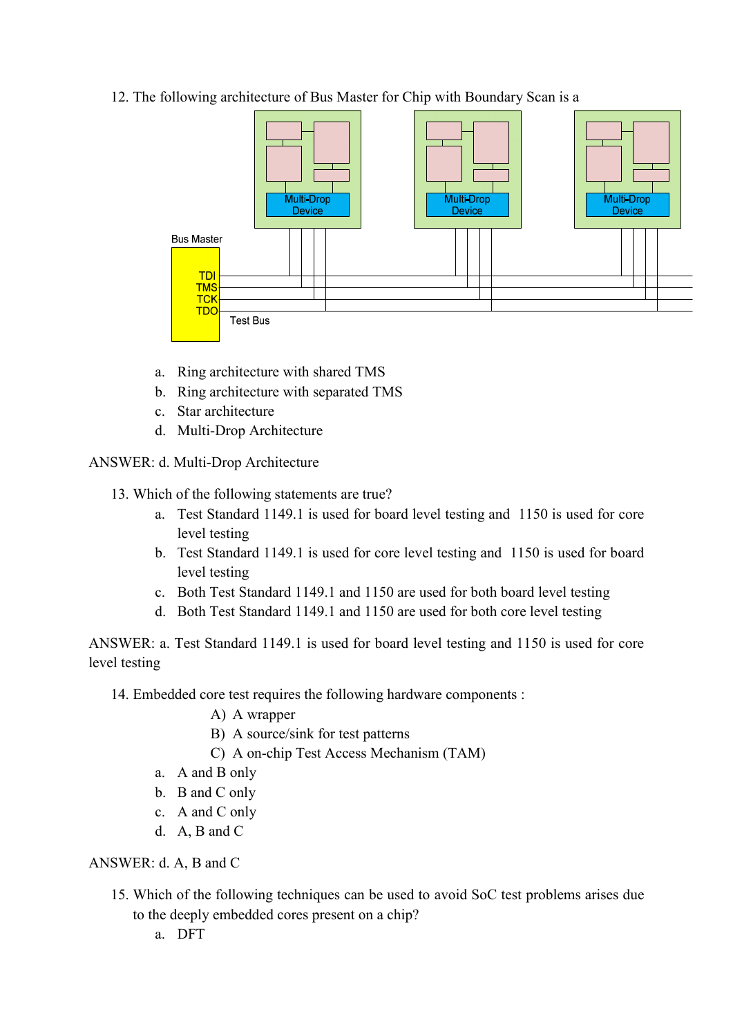12. The following architecture of Bus Master for Chip with Boundary Scan is a

    a. Ring architecture with shared TMS
    b. Ring architecture with separated TMS
    c. Star architecture
    d. Multi-Drop Architecture

ANSWER: d. Multi-Drop Architecture

13. Which of the following statements are true?
    a. Test Standard 1149.1 is used for board level testing and 1150 is used for core level testing
    b. Test Standard 1149.1 is used for core level testing and 1150 is used for board level testing
    c. Both Test Standard 1149.1 and 1150 are used for both board level testing
    d. Both Test Standard 1149.1 and 1150 are used for both core level testing

ANSWER: a. Test Standard 1149.1 is used for board level testing and 1150 is used for core level testing

14. Embedded core test requires the following hardware components :
    A) A wrapper
    B) A source/sink for test patterns
    C) A on-chip Test Access Mechanism (TAM)
    a. A and B only
    b. B and C only
    c. A and C only
    d. A, B and C

ANSWER: d. A, B and C

15. Which of the following techniques can be used to avoid SoC test problems arises due to the deeply embedded cores present on a chip?
    a. DFT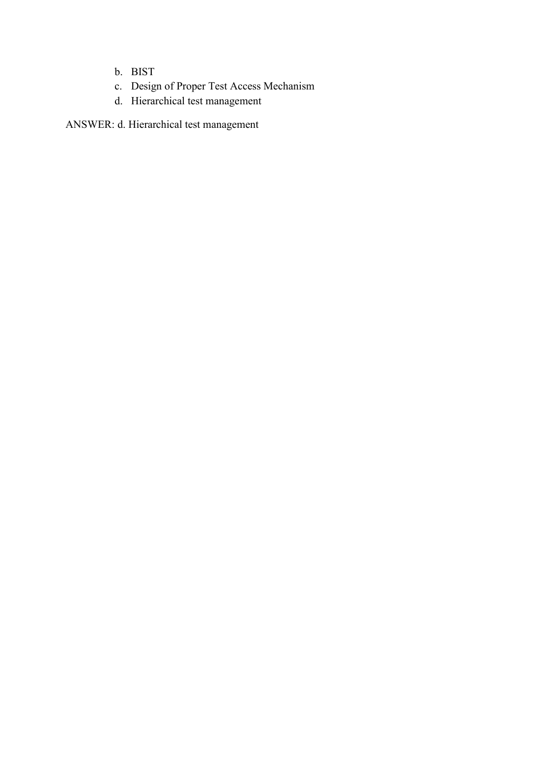b. BIST
c. Design of Proper Test Access Mechanism
d. Hierarchical test management

ANSWER: d. Hierarchical test management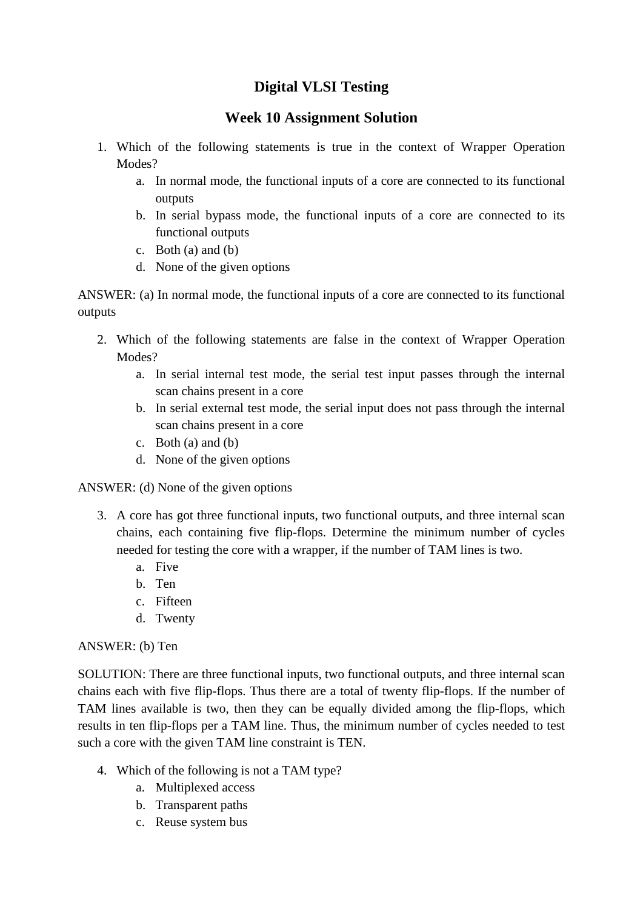# Digital VLSI Testing

## Week 10 Assignment Solution

1. Which of the following statements is true in the context of Wrapper Operation Modes?
    a. In normal mode, the functional inputs of a core are connected to its functional outputs
    b. In serial bypass mode, the functional inputs of a core are connected to its functional outputs
    c. Both (a) and (b)
    d. None of the given options

ANSWER: (a) In normal mode, the functional inputs of a core are connected to its functional outputs

2. Which of the following statements are false in the context of Wrapper Operation Modes?
    a. In serial internal test mode, the serial test input passes through the internal scan chains present in a core
    b. In serial external test mode, the serial input does not pass through the internal scan chains present in a core
    c. Both (a) and (b)
    d. None of the given options

ANSWER: (d) None of the given options

3. A core has got three functional inputs, two functional outputs, and three internal scan chains, each containing five flip-flops. Determine the minimum number of cycles needed for testing the core with a wrapper, if the number of TAM lines is two.
    a. Five
    b. Ten
    c. Fifteen
    d. Twenty

ANSWER: (b) Ten

SOLUTION: There are three functional inputs, two functional outputs, and three internal scan chains each with five flip-flops. Thus there are a total of twenty flip-flops. If the number of TAM lines available is two, then they can be equally divided among the flip-flops, which results in ten flip-flops per a TAM line. Thus, the minimum number of cycles needed to test such a core with the given TAM line constraint is TEN.

4. Which of the following is not a TAM type?
    a. Multiplexed access
    b. Transparent paths
    c. Reuse system bus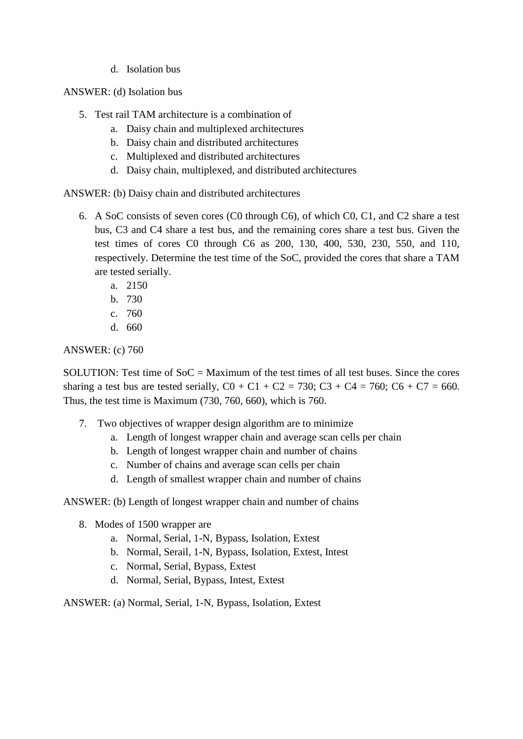d. Isolation bus

ANSWER: (d) Isolation bus

5. Test rail TAM architecture is a combination of
   a. Daisy chain and multiplexed architectures
   b. Daisy chain and distributed architectures
   c. Multiplexed and distributed architectures
   d. Daisy chain, multiplexed, and distributed architectures

ANSWER: (b) Daisy chain and distributed architectures

6. A SoC consists of seven cores (C0 through C6), of which C0, C1, and C2 share a test bus, C3 and C4 share a test bus, and the remaining cores share a test bus. Given the test times of cores C0 through C6 as 200, 130, 400, 530, 230, 550, and 110, respectively. Determine the test time of the SoC, provided the cores that share a TAM are tested serially.
   a. 2150
   b. 730
   c. 760
   d. 660

ANSWER: (c) 760

SOLUTION: Test time of SoC = Maximum of the test times of all test buses. Since the cores sharing a test bus are tested serially, C0 + C1 + C2 = 730; C3 + C4 = 760; C6 + C7 = 660. Thus, the test time is Maximum (730, 760, 660), which is 760.

7. Two objectives of wrapper design algorithm are to minimize
   a. Length of longest wrapper chain and average scan cells per chain
   b. Length of longest wrapper chain and number of chains
   c. Number of chains and average scan cells per chain
   d. Length of smallest wrapper chain and number of chains

ANSWER: (b) Length of longest wrapper chain and number of chains

8. Modes of 1500 wrapper are
   a. Normal, Serial, 1-N, Bypass, Isolation, Extest
   b. Normal, Serail, 1-N, Bypass, Isolation, Extest, Intest
   c. Normal, Serial, Bypass, Extest
   d. Normal, Serial, Bypass, Intest, Extest

ANSWER: (a) Normal, Serial, 1-N, Bypass, Isolation, Extest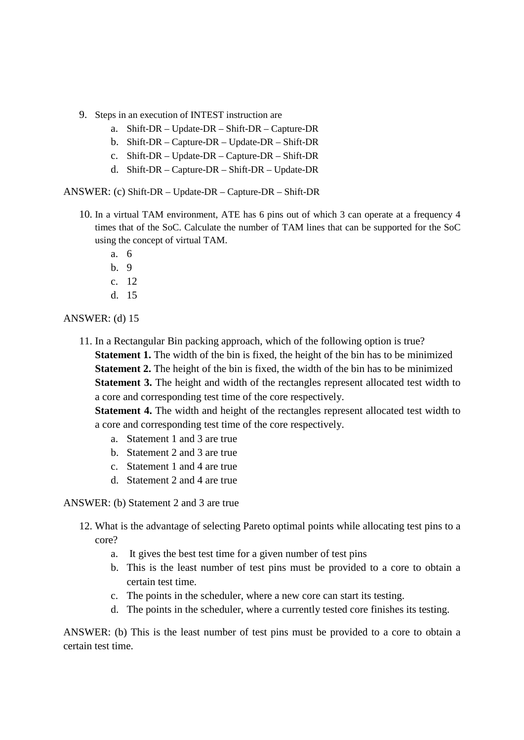9. Steps in an execution of INTEST instruction are
    a. Shift-DR – Update-DR – Shift-DR – Capture-DR
    b. Shift-DR – Capture-DR – Update-DR – Shift-DR
    c. Shift-DR – Update-DR – Capture-DR – Shift-DR
    d. Shift-DR – Capture-DR – Shift-DR – Update-DR

ANSWER: (c) Shift-DR – Update-DR – Capture-DR – Shift-DR

10. In a virtual TAM environment, ATE has 6 pins out of which 3 can operate at a frequency 4 times that of the SoC. Calculate the number of TAM lines that can be supported for the SoC using the concept of virtual TAM.
    a. 6
    b. 9
    c. 12
    d. 15

ANSWER: (d) 15

11. In a Rectangular Bin packing approach, which of the following option is true?
    **Statement 1.** The width of the bin is fixed, the height of the bin has to be minimized
    **Statement 2.** The height of the bin is fixed, the width of the bin has to be minimized
    **Statement 3.** The height and width of the rectangles represent allocated test width to a core and corresponding test time of the core respectively.
    **Statement 4.** The width and height of the rectangles represent allocated test width to a core and corresponding test time of the core respectively.
    a. Statement 1 and 3 are true
    b. Statement 2 and 3 are true
    c. Statement 1 and 4 are true
    d. Statement 2 and 4 are true

ANSWER: (b) Statement 2 and 3 are true

12. What is the advantage of selecting Pareto optimal points while allocating test pins to a core?
    a. It gives the best test time for a given number of test pins
    b. This is the least number of test pins must be provided to a core to obtain a certain test time.
    c. The points in the scheduler, where a new core can start its testing.
    d. The points in the scheduler, where a currently tested core finishes its testing.

ANSWER: (b) This is the least number of test pins must be provided to a core to obtain a certain test time.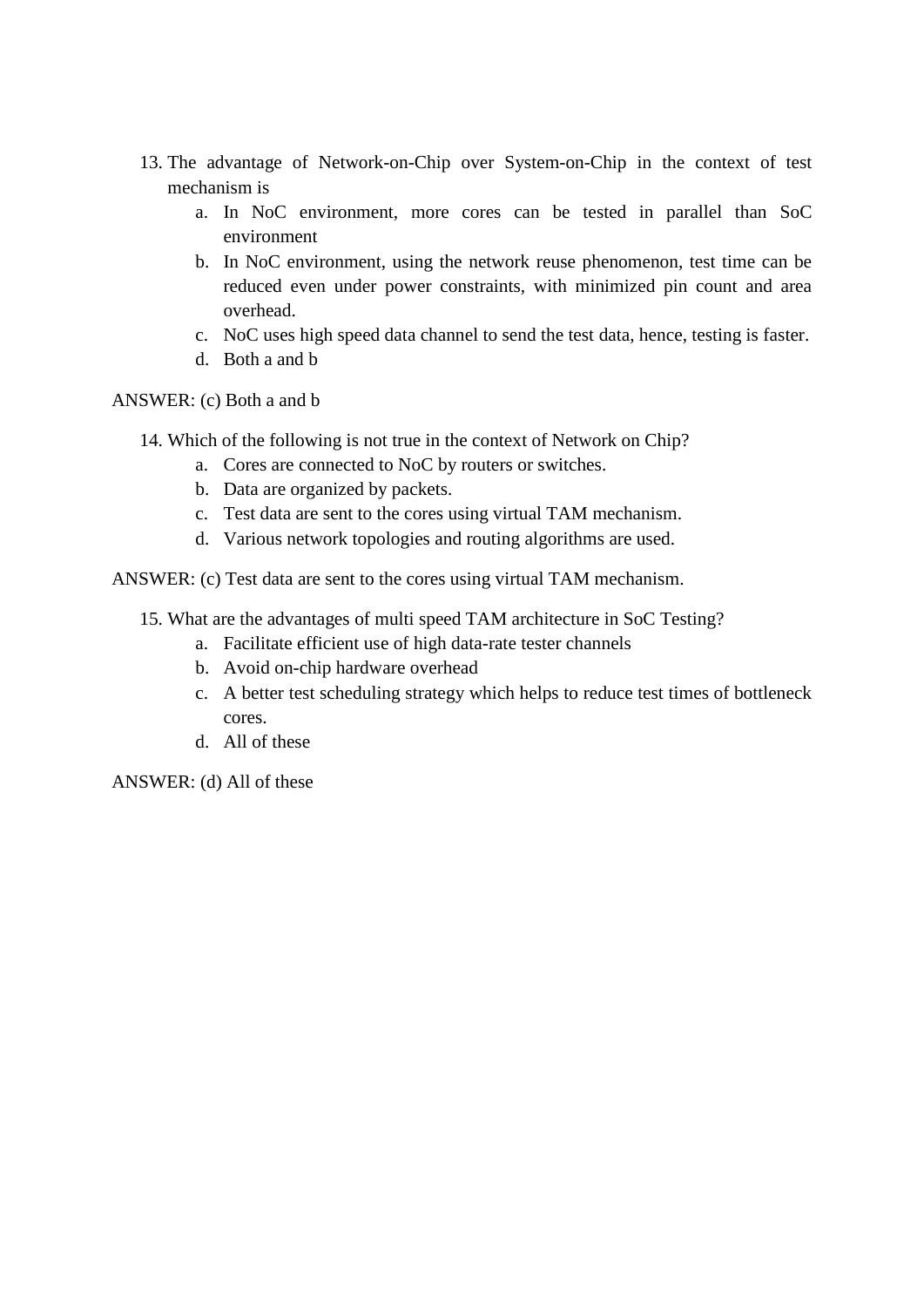13. The advantage of Network-on-Chip over System-on-Chip in the context of test mechanism is
    a. In NoC environment, more cores can be tested in parallel than SoC environment
    b. In NoC environment, using the network reuse phenomenon, test time can be reduced even under power constraints, with minimized pin count and area overhead.
    c. NoC uses high speed data channel to send the test data, hence, testing is faster.
    d. Both a and b

ANSWER: (c) Both a and b

14. Which of the following is not true in the context of Network on Chip?
    a. Cores are connected to NoC by routers or switches.
    b. Data are organized by packets.
    c. Test data are sent to the cores using virtual TAM mechanism.
    d. Various network topologies and routing algorithms are used.

ANSWER: (c) Test data are sent to the cores using virtual TAM mechanism.

15. What are the advantages of multi speed TAM architecture in SoC Testing?
    a. Facilitate efficient use of high data-rate tester channels
    b. Avoid on-chip hardware overhead
    c. A better test scheduling strategy which helps to reduce test times of bottleneck cores.
    d. All of these

ANSWER: (d) All of these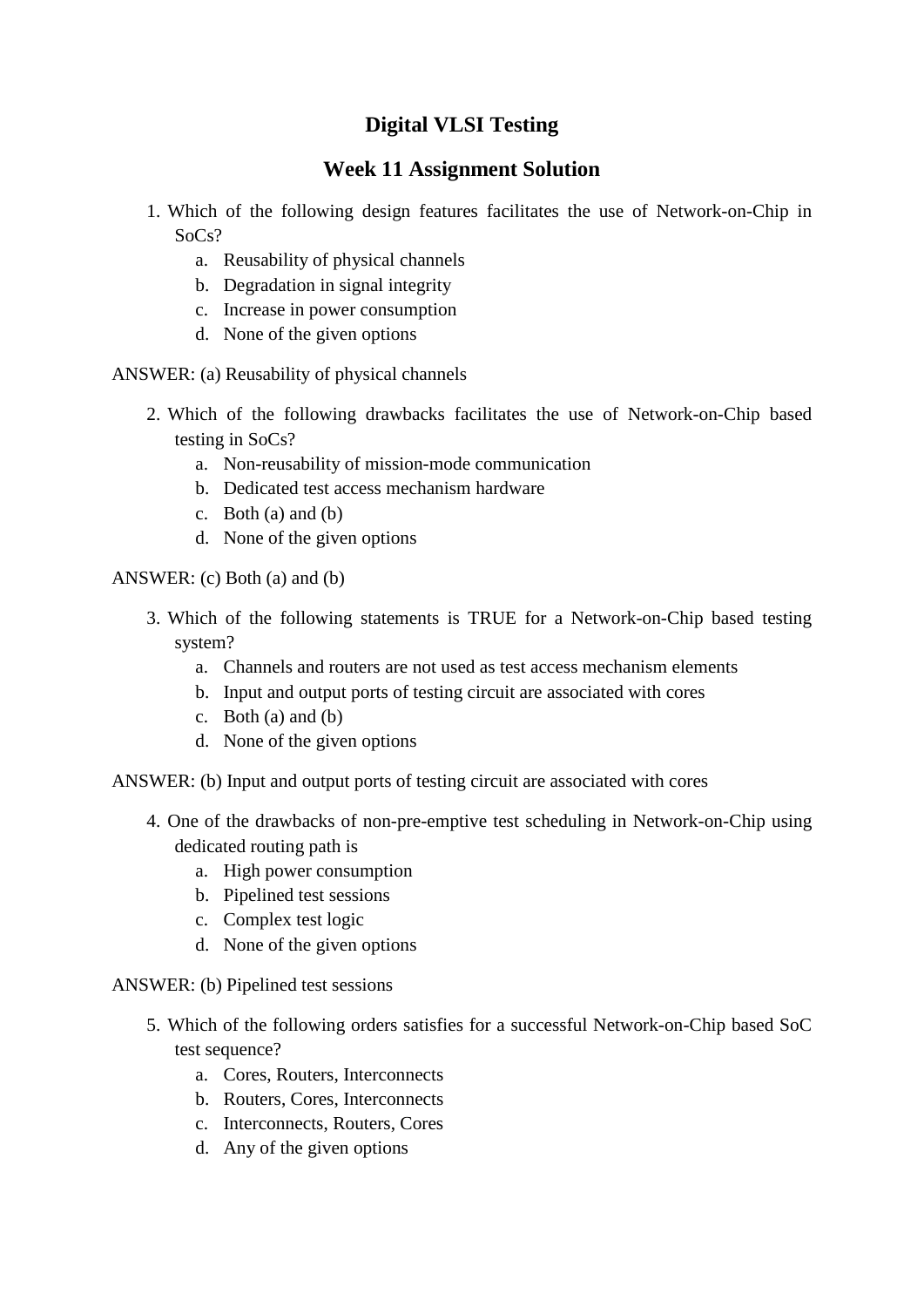# Digital VLSI Testing

## Week 11 Assignment Solution

1. Which of the following design features facilitates the use of Network-on-Chip in SoCs?
    a. Reusability of physical channels
    b. Degradation in signal integrity
    c. Increase in power consumption
    d. None of the given options

ANSWER: (a) Reusability of physical channels

2. Which of the following drawbacks facilitates the use of Network-on-Chip based testing in SoCs?
    a. Non-reusability of mission-mode communication
    b. Dedicated test access mechanism hardware
    c. Both (a) and (b)
    d. None of the given options

ANSWER: (c) Both (a) and (b)

3. Which of the following statements is TRUE for a Network-on-Chip based testing system?
    a. Channels and routers are not used as test access mechanism elements
    b. Input and output ports of testing circuit are associated with cores
    c. Both (a) and (b)
    d. None of the given options

ANSWER: (b) Input and output ports of testing circuit are associated with cores

4. One of the drawbacks of non-pre-emptive test scheduling in Network-on-Chip using dedicated routing path is
    a. High power consumption
    b. Pipelined test sessions
    c. Complex test logic
    d. None of the given options

ANSWER: (b) Pipelined test sessions

5. Which of the following orders satisfies for a successful Network-on-Chip based SoC test sequence?
    a. Cores, Routers, Interconnects
    b. Routers, Cores, Interconnects
    c. Interconnects, Routers, Cores
    d. Any of the given options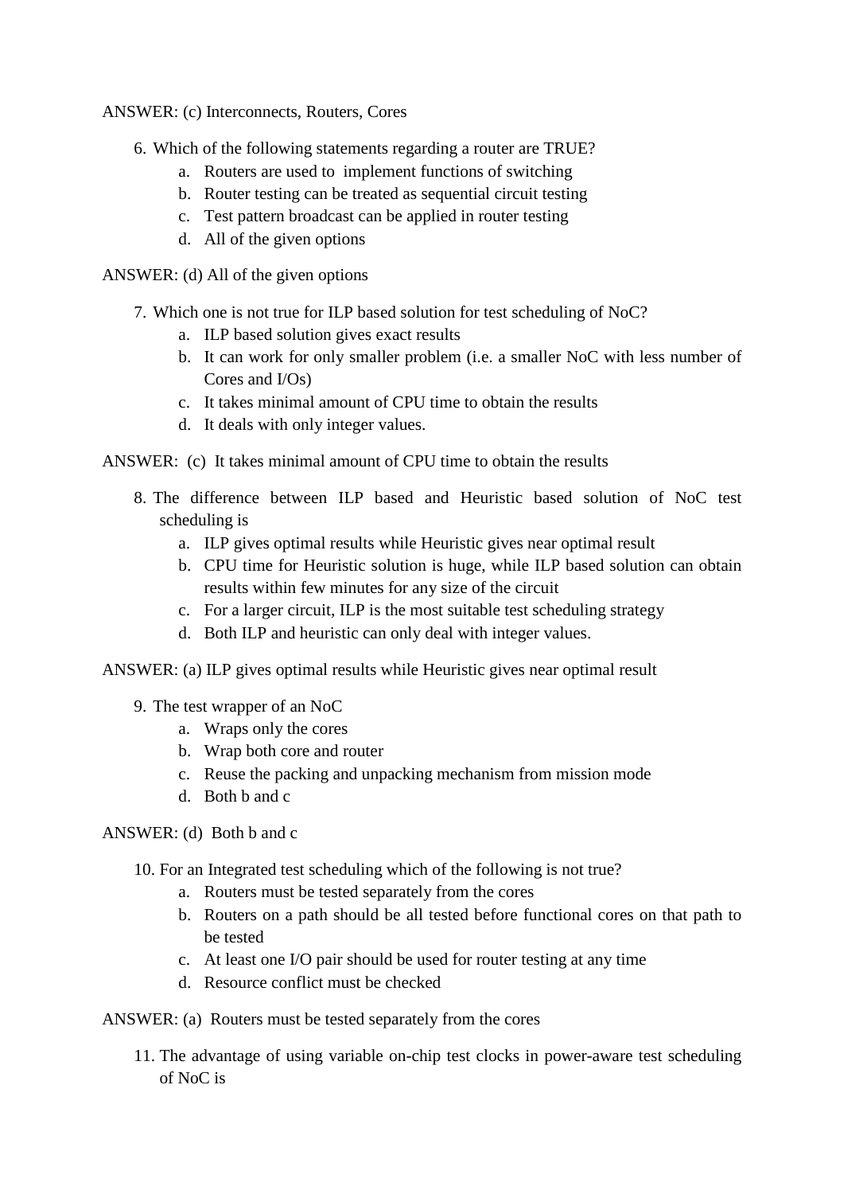ANSWER: (c) Interconnects, Routers, Cores

6. Which of the following statements regarding a router are TRUE?
   a. Routers are used to implement functions of switching
   b. Router testing can be treated as sequential circuit testing
   c. Test pattern broadcast can be applied in router testing
   d. All of the given options

ANSWER: (d) All of the given options

7. Which one is not true for ILP based solution for test scheduling of NoC?
   a. ILP based solution gives exact results
   b. It can work for only smaller problem (i.e. a smaller NoC with less number of Cores and I/Os)
   c. It takes minimal amount of CPU time to obtain the results
   d. It deals with only integer values.

ANSWER: (c) It takes minimal amount of CPU time to obtain the results

8. The difference between ILP based and Heuristic based solution of NoC test scheduling is
   a. ILP gives optimal results while Heuristic gives near optimal result
   b. CPU time for Heuristic solution is huge, while ILP based solution can obtain results within few minutes for any size of the circuit
   c. For a larger circuit, ILP is the most suitable test scheduling strategy
   d. Both ILP and heuristic can only deal with integer values.

ANSWER: (a) ILP gives optimal results while Heuristic gives near optimal result

9. The test wrapper of an NoC
   a. Wraps only the cores
   b. Wrap both core and router
   c. Reuse the packing and unpacking mechanism from mission mode
   d. Both b and c

ANSWER: (d) Both b and c

10. For an Integrated test scheduling which of the following is not true?
    a. Routers must be tested separately from the cores
    b. Routers on a path should be all tested before functional cores on that path to be tested
    c. At least one I/O pair should be used for router testing at any time
    d. Resource conflict must be checked

ANSWER: (a) Routers must be tested separately from the cores

11. The advantage of using variable on-chip test clocks in power-aware test scheduling of NoC is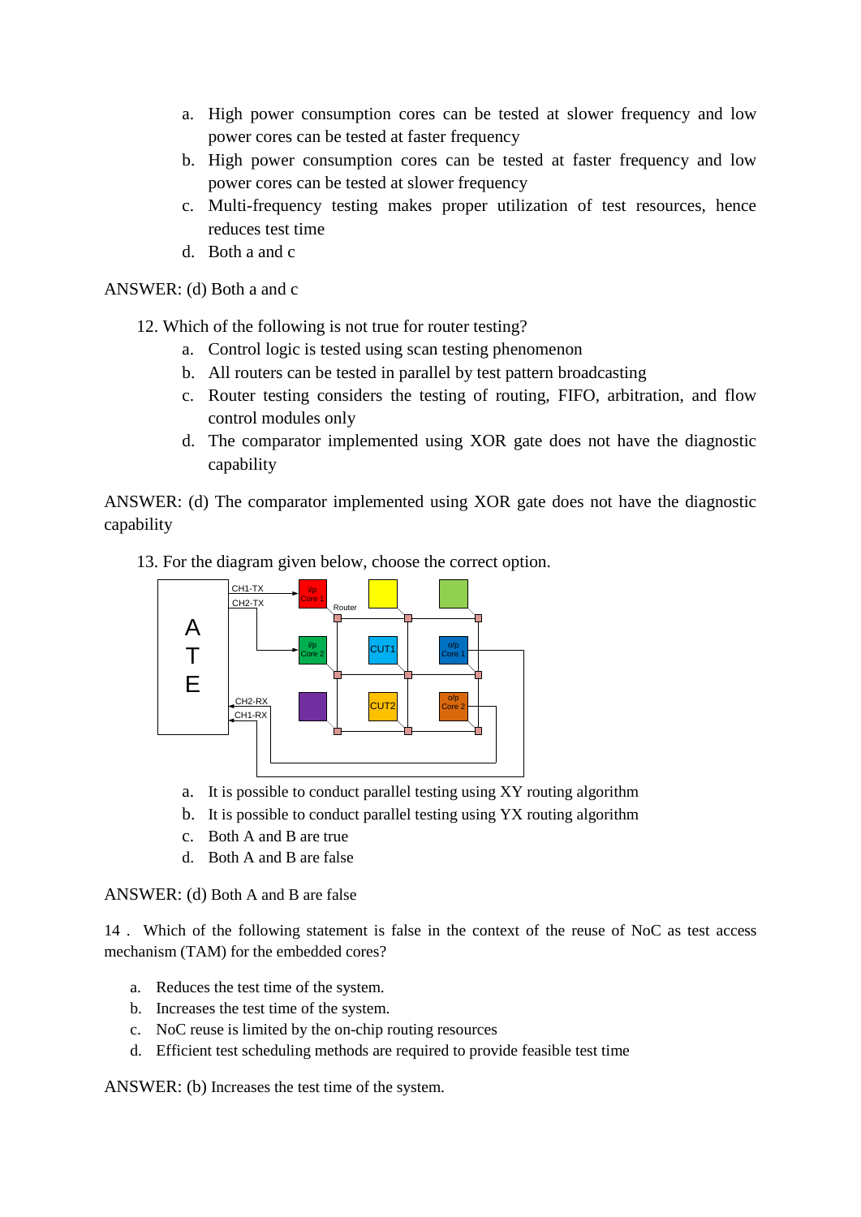a. High power consumption cores can be tested at slower frequency and low power cores can be tested at faster frequency
b. High power consumption cores can be tested at faster frequency and low power cores can be tested at slower frequency
c. Multi-frequency testing makes proper utilization of test resources, hence reduces test time
d. Both a and c

ANSWER: (d) Both a and c

12. Which of the following is not true for router testing?
    a. Control logic is tested using scan testing phenomenon
    b. All routers can be tested in parallel by test pattern broadcasting
    c. Router testing considers the testing of routing, FIFO, arbitration, and flow control modules only
    d. The comparator implemented using XOR gate does not have the diagnostic capability

ANSWER: (d) The comparator implemented using XOR gate does not have the diagnostic capability

13. For the diagram given below, choose the correct option.

    a. It is possible to conduct parallel testing using XY routing algorithm
    b. It is possible to conduct parallel testing using YX routing algorithm
    c. Both A and B are true
    d. Both A and B are false

ANSWER: (d) Both A and B are false

14 . Which of the following statement is false in the context of the reuse of NoC as test access mechanism (TAM) for the embedded cores?

a. Reduces the test time of the system.
b. Increases the test time of the system.
c. NoC reuse is limited by the on-chip routing resources
d. Efficient test scheduling methods are required to provide feasible test time

ANSWER: (b) Increases the test time of the system.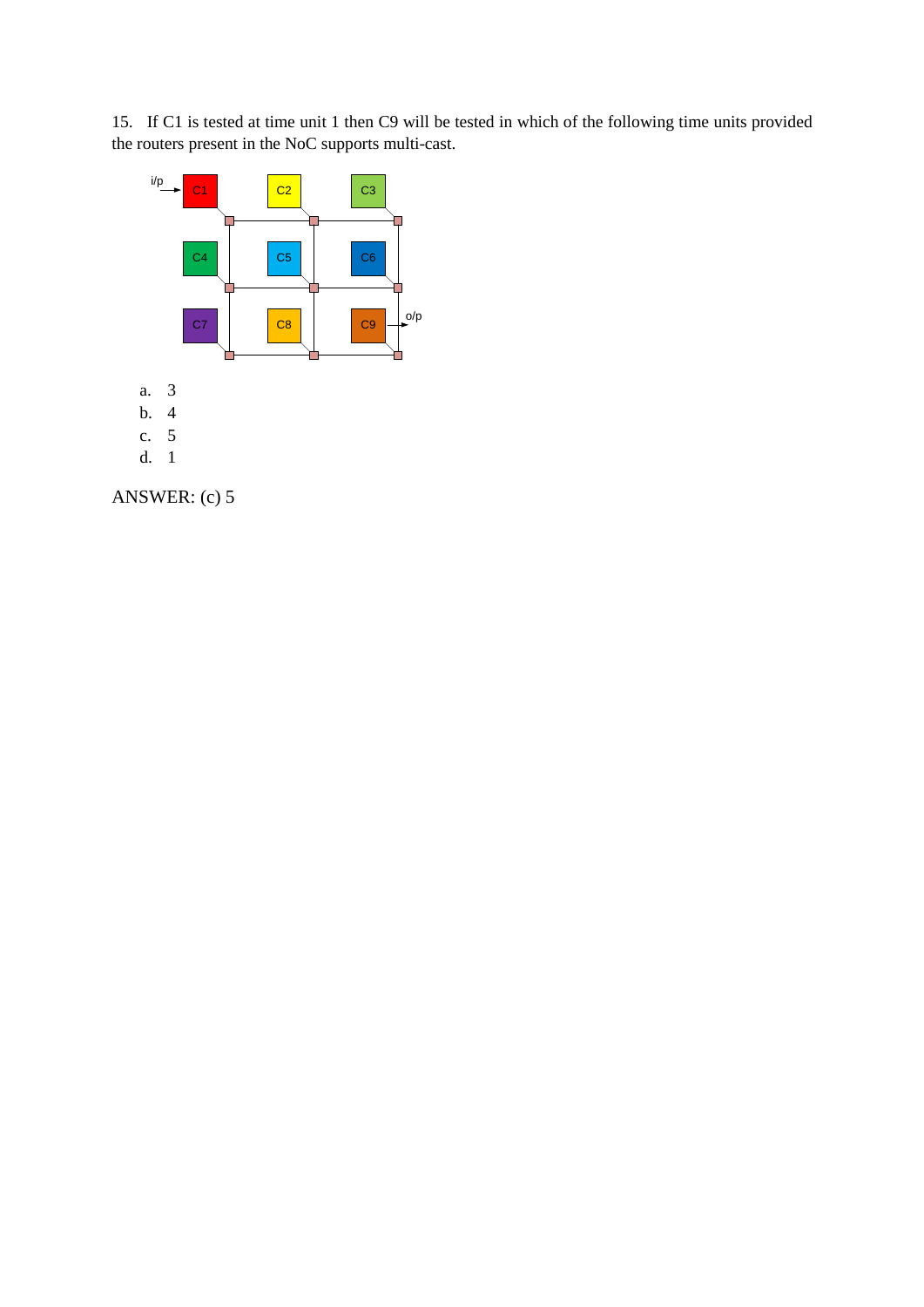15. If C1 is tested at time unit 1 then C9 will be tested in which of the following time units provided the routers present in the NoC supports multi-cast.

a. 3
b. 4
c. 5
d. 1

ANSWER: (c) 5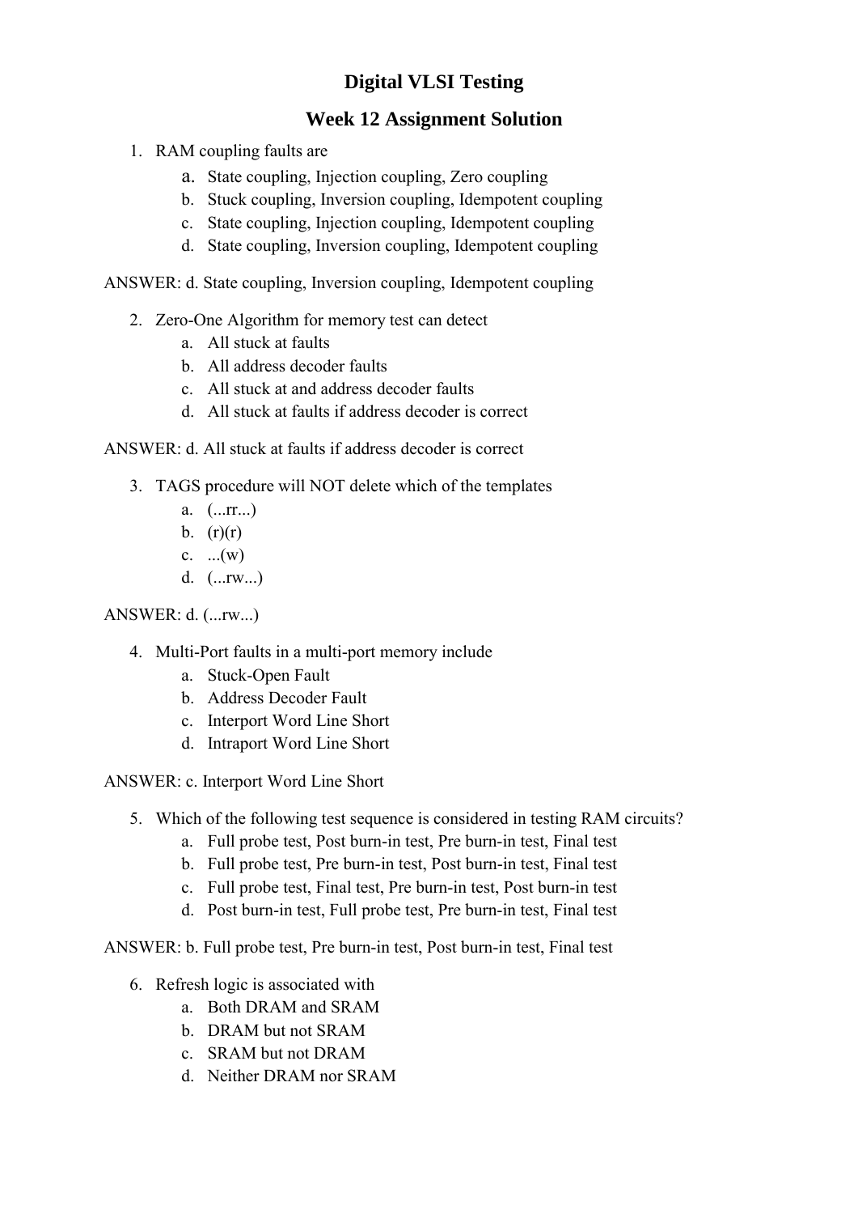# Digital VLSI Testing

## Week 12 Assignment Solution

1. RAM coupling faults are
   a. State coupling, Injection coupling, Zero coupling
   b. Stuck coupling, Inversion coupling, Idempotent coupling
   c. State coupling, Injection coupling, Idempotent coupling
   d. State coupling, Inversion coupling, Idempotent coupling

ANSWER: d. State coupling, Inversion coupling, Idempotent coupling

2. Zero-One Algorithm for memory test can detect
   a. All stuck at faults
   b. All address decoder faults
   c. All stuck at and address decoder faults
   d. All stuck at faults if address decoder is correct

ANSWER: d. All stuck at faults if address decoder is correct

3. TAGS procedure will NOT delete which of the templates
   a. (...rr...)
   b. (r)(r)
   c. ...(w)
   d. (...rw...)

ANSWER: d. (...rw...)

4. Multi-Port faults in a multi-port memory include
   a. Stuck-Open Fault
   b. Address Decoder Fault
   c. Interport Word Line Short
   d. Intraport Word Line Short

ANSWER: c. Interport Word Line Short

5. Which of the following test sequence is considered in testing RAM circuits?
   a. Full probe test, Post burn-in test, Pre burn-in test, Final test
   b. Full probe test, Pre burn-in test, Post burn-in test, Final test
   c. Full probe test, Final test, Pre burn-in test, Post burn-in test
   d. Post burn-in test, Full probe test, Pre burn-in test, Final test

ANSWER: b. Full probe test, Pre burn-in test, Post burn-in test, Final test

6. Refresh logic is associated with
   a. Both DRAM and SRAM
   b. DRAM but not SRAM
   c. SRAM but not DRAM
   d. Neither DRAM nor SRAM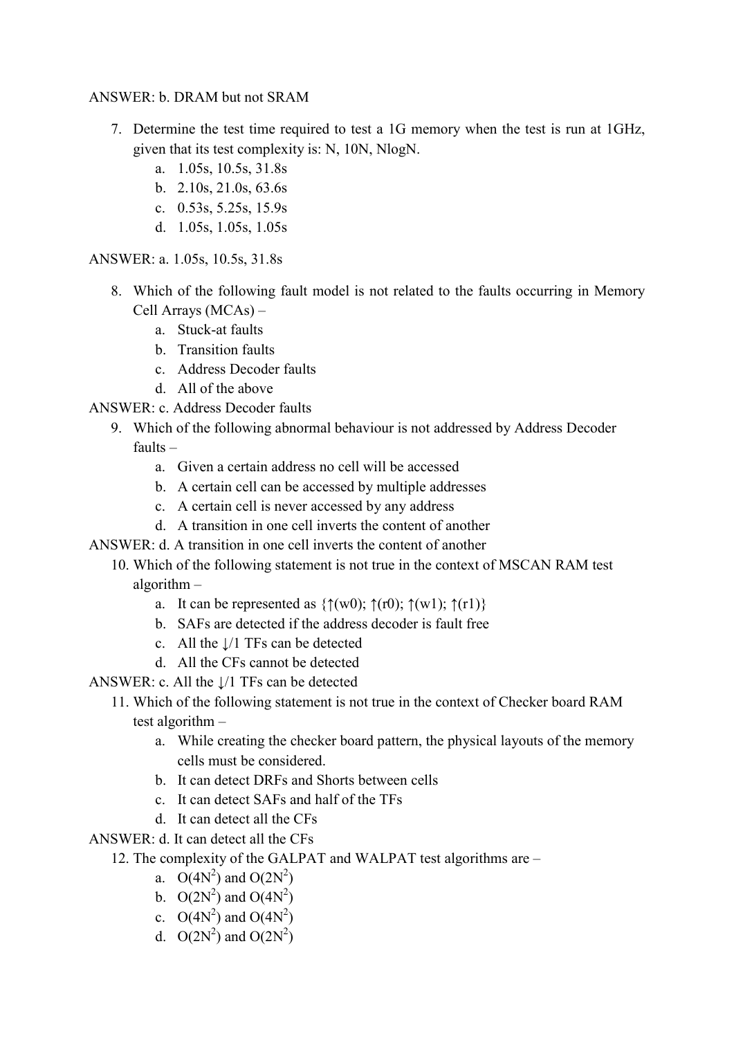ANSWER: b. DRAM but not SRAM

7. Determine the test time required to test a 1G memory when the test is run at 1GHz, given that its test complexity is: N, 10N, NlogN.
   a. 1.05s, 10.5s, 31.8s
   b. 2.10s, 21.0s, 63.6s
   c. 0.53s, 5.25s, 15.9s
   d. 1.05s, 1.05s, 1.05s

ANSWER: a. 1.05s, 10.5s, 31.8s

8. Which of the following fault model is not related to the faults occurring in Memory Cell Arrays (MCAs) –
   a. Stuck-at faults
   b. Transition faults
   c. Address Decoder faults
   d. All of the above

ANSWER: c. Address Decoder faults

9. Which of the following abnormal behaviour is not addressed by Address Decoder faults –
   a. Given a certain address no cell will be accessed
   b. A certain cell can be accessed by multiple addresses
   c. A certain cell is never accessed by any address
   d. A transition in one cell inverts the content of another

ANSWER: d. A transition in one cell inverts the content of another

10. Which of the following statement is not true in the context of MSCAN RAM test algorithm –
    a. It can be represented as {↑(w0); ↑(r0); ↑(w1); ↑(r1)}
    b. SAFs are detected if the address decoder is fault free
    c. All the ↓/1 TFs can be detected
    d. All the CFs cannot be detected

ANSWER: c. All the ↓/1 TFs can be detected

11. Which of the following statement is not true in the context of Checker board RAM test algorithm –
    a. While creating the checker board pattern, the physical layouts of the memory cells must be considered.
    b. It can detect DRFs and Shorts between cells
    c. It can detect SAFs and half of the TFs
    d. It can detect all the CFs

ANSWER: d. It can detect all the CFs

12. The complexity of the GALPAT and WALPAT test algorithms are –
    a. $O(4N^2)$ and $O(2N^2)$
    b. $O(2N^2)$ and $O(4N^2)$
    c. $O(4N^2)$ and $O(4N^2)$
    d. $O(2N^2)$ and $O(2N^2)$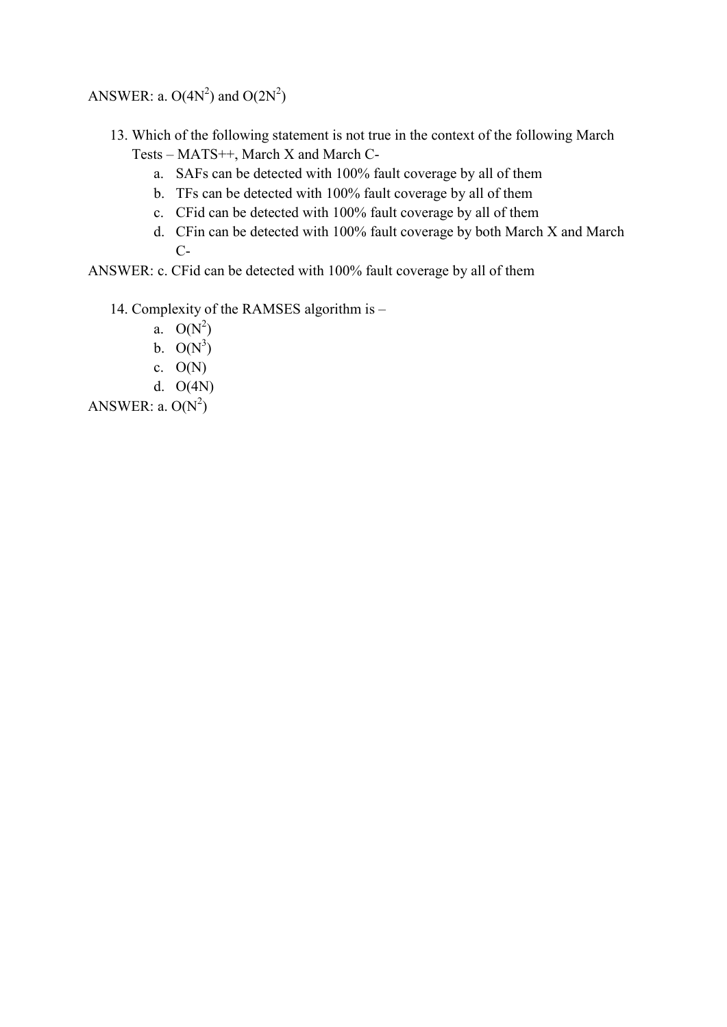ANSWER: a. $O(4N^2)$ and $O(2N^2)$

13. Which of the following statement is not true in the context of the following March Tests – MATS++, March X and March C-
    a. SAFs can be detected with 100% fault coverage by all of them
    b. TFs can be detected with 100% fault coverage by all of them
    c. CFid can be detected with 100% fault coverage by all of them
    d. CFin can be detected with 100% fault coverage by both March X and March C-

ANSWER: c. CFid can be detected with 100% fault coverage by all of them

14. Complexity of the RAMSES algorithm is –
    a. $O(N^2)$
    b. $O(N^3)$
    c. $O(N)$
    d. $O(4N)$

ANSWER: a. $O(N^2)$